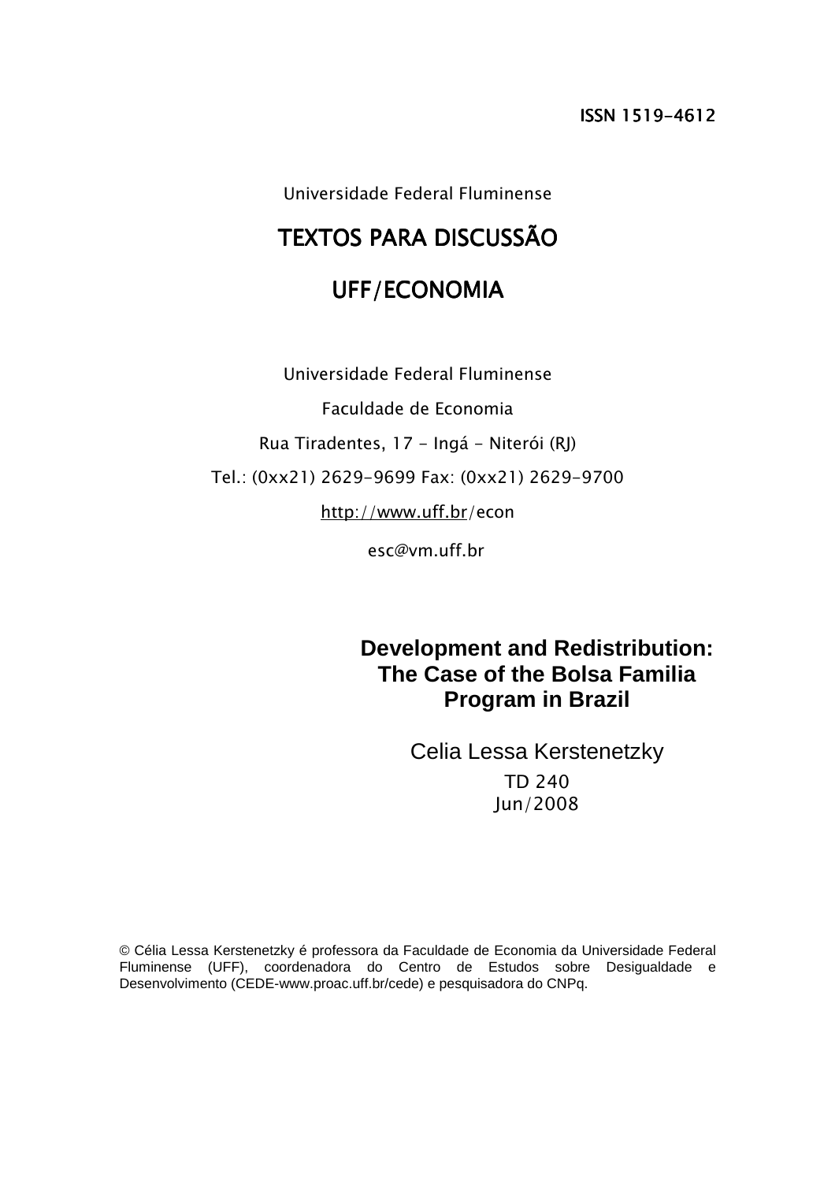ISSN 1519-4612

Universidade Federal Fluminense

# TEXTOS PARA DISCUSSÃO

# UFF/ECONOMIA

Universidade Federal Fluminense

Faculdade de Economia

Rua Tiradentes, 17 - Ingá - Niterói (RJ)

Tel.: (0xx21) 2629-9699 Fax: (0xx21) 2629-9700

http://www.uff.br/econ

esc@vm.uff.br

## Development and Redistribution: The Case of the Bolsa Familia Program in Brazil

Celia Lessa Kerstenetzky

TD 240

Jun/2008

© Célia Lessa Kerstenetzky é professora da Faculdade de Economia da Universidade Federal Fluminense (UFF), coordenadora do Centro de Estudos sobre Desigualdade e Desenvolvimento (CEDE-www.proac.uff.br/cede) e pesquisadora do CNPq.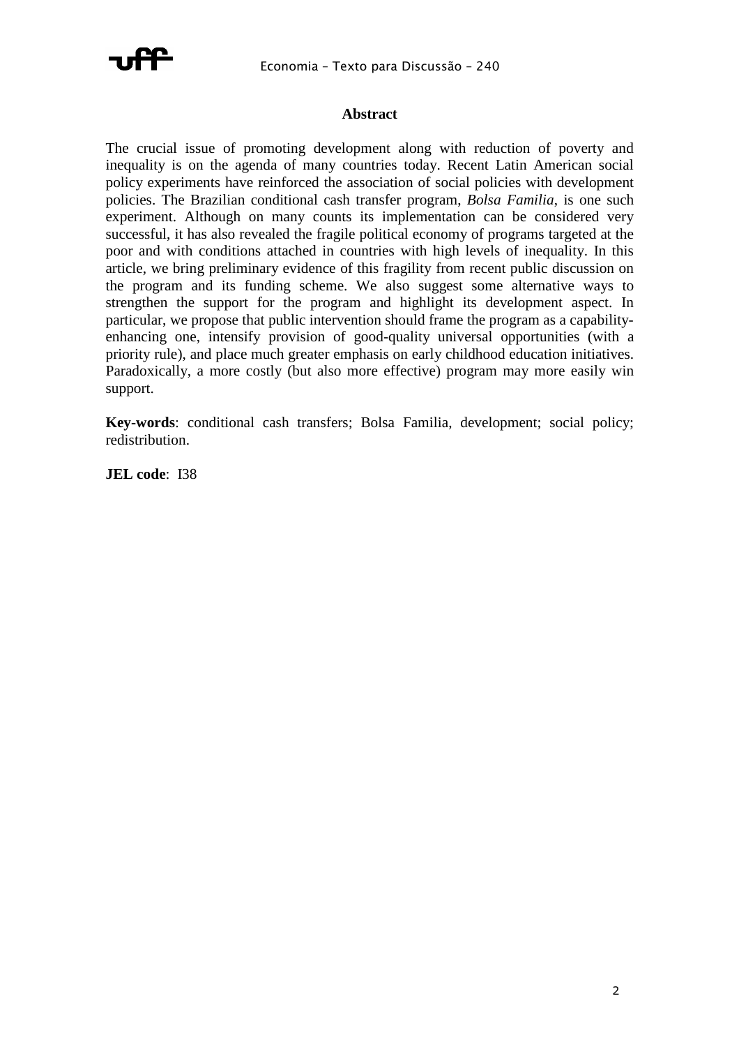## Abstract

The crucial issue of promoting development along with reduction of poverty and inequality is on the agenda of many countries today. Recent Latin American social policy experiments have reinforced the association of social policies with development policies. The Brazilian conditional cash transfer program, *Bolsa Familia*, is one such experiment. Although on many counts its implementation can be considered very successful, it has also revealed the fragile political economy of programs targeted at the poor and with conditions attached in countries with high levels of inequality. In this article, we bring preliminary evidence of this fragility from recent public discussion on the program and its funding scheme. We also suggest some alternative ways to strengthen the support for the program and highlight its development aspect. In particular, we propose that public intervention should frame the program as a capability-enhancing one, intensify provision of good-quality universal opportunities (with a priority rule), and place much greater emphasis on early childhood education initiatives. Paradoxically, a more costly (but also more effective) program may more easily win support.

**Key-words**: conditional cash transfers; Bolsa Familia, development; social policy; redistribution.

**JEL code**: I38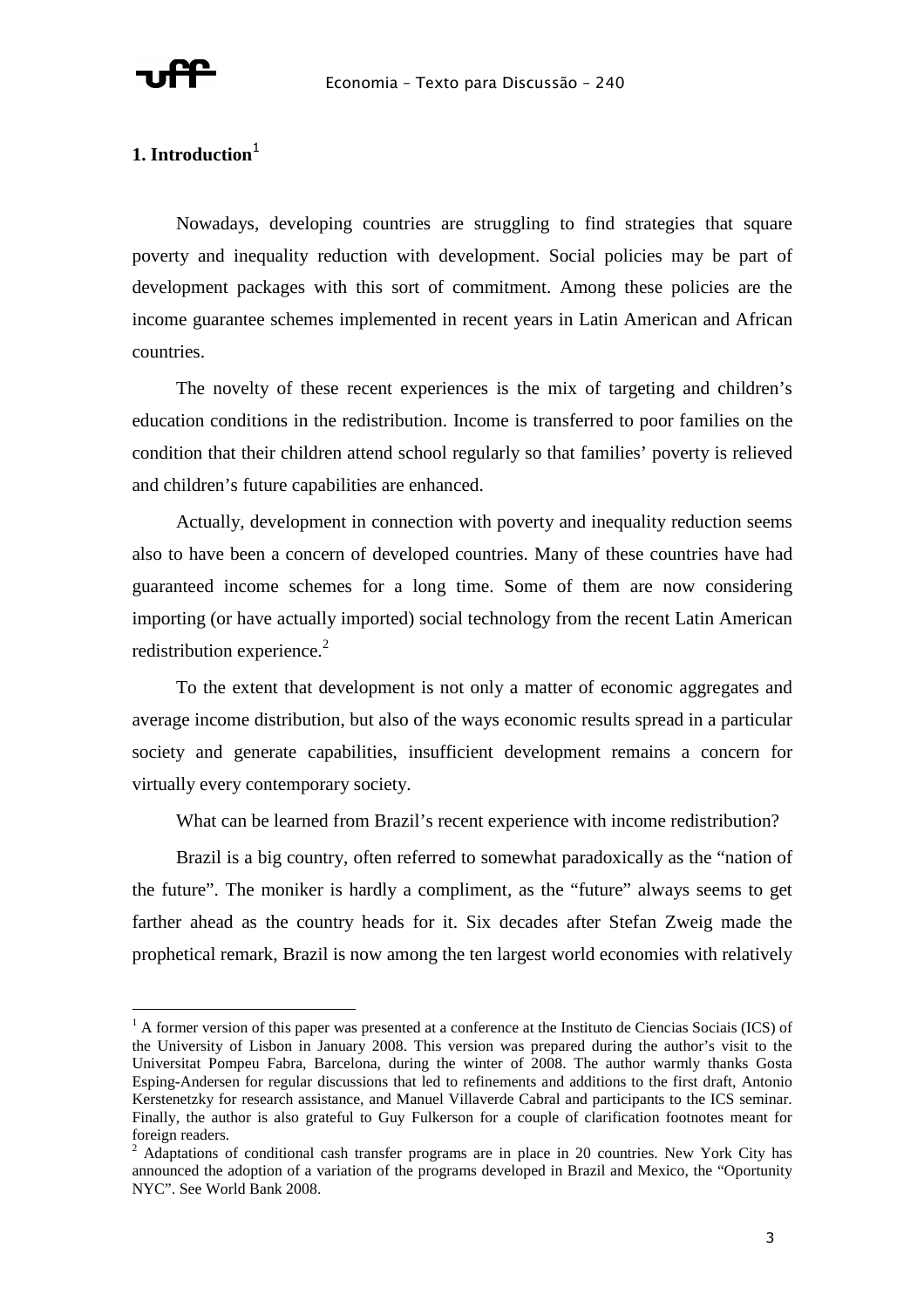## 1. Introduction[1]

Nowadays, developing countries are struggling to find strategies that square poverty and inequality reduction with development. Social policies may be part of development packages with this sort of commitment. Among these policies are the income guarantee schemes implemented in recent years in Latin American and African countries.

The novelty of these recent experiences is the mix of targeting and children's education conditions in the redistribution. Income is transferred to poor families on the condition that their children attend school regularly so that families' poverty is relieved and children's future capabilities are enhanced.

Actually, development in connection with poverty and inequality reduction seems also to have been a concern of developed countries. Many of these countries have had guaranteed income schemes for a long time. Some of them are now considering importing (or have actually imported) social technology from the recent Latin American redistribution experience.[2]

To the extent that development is not only a matter of economic aggregates and average income distribution, but also of the ways economic results spread in a particular society and generate capabilities, insufficient development remains a concern for virtually every contemporary society.

What can be learned from Brazil's recent experience with income redistribution?

Brazil is a big country, often referred to somewhat paradoxically as the "nation of the future". The moniker is hardly a compliment, as the "future" always seems to get farther ahead as the country heads for it. Six decades after Stefan Zweig made the prophetical remark, Brazil is now among the ten largest world economies with relatively

---

[1] A former version of this paper was presented at a conference at the Instituto de Ciencias Sociais (ICS) of the University of Lisbon in January 2008. This version was prepared during the author's visit to the Universitat Pompeu Fabra, Barcelona, during the winter of 2008. The author warmly thanks Gosta Esping-Andersen for regular discussions that led to refinements and additions to the first draft, Antonio Kerstenetzky for research assistance, and Manuel Villaverde Cabral and participants to the ICS seminar. Finally, the author is also grateful to Guy Fulkerson for a couple of clarification footnotes meant for foreign readers.

[2] Adaptations of conditional cash transfer programs are in place in 20 countries. New York City has announced the adoption of a variation of the programs developed in Brazil and Mexico, the "Oportunity NYC". See World Bank 2008.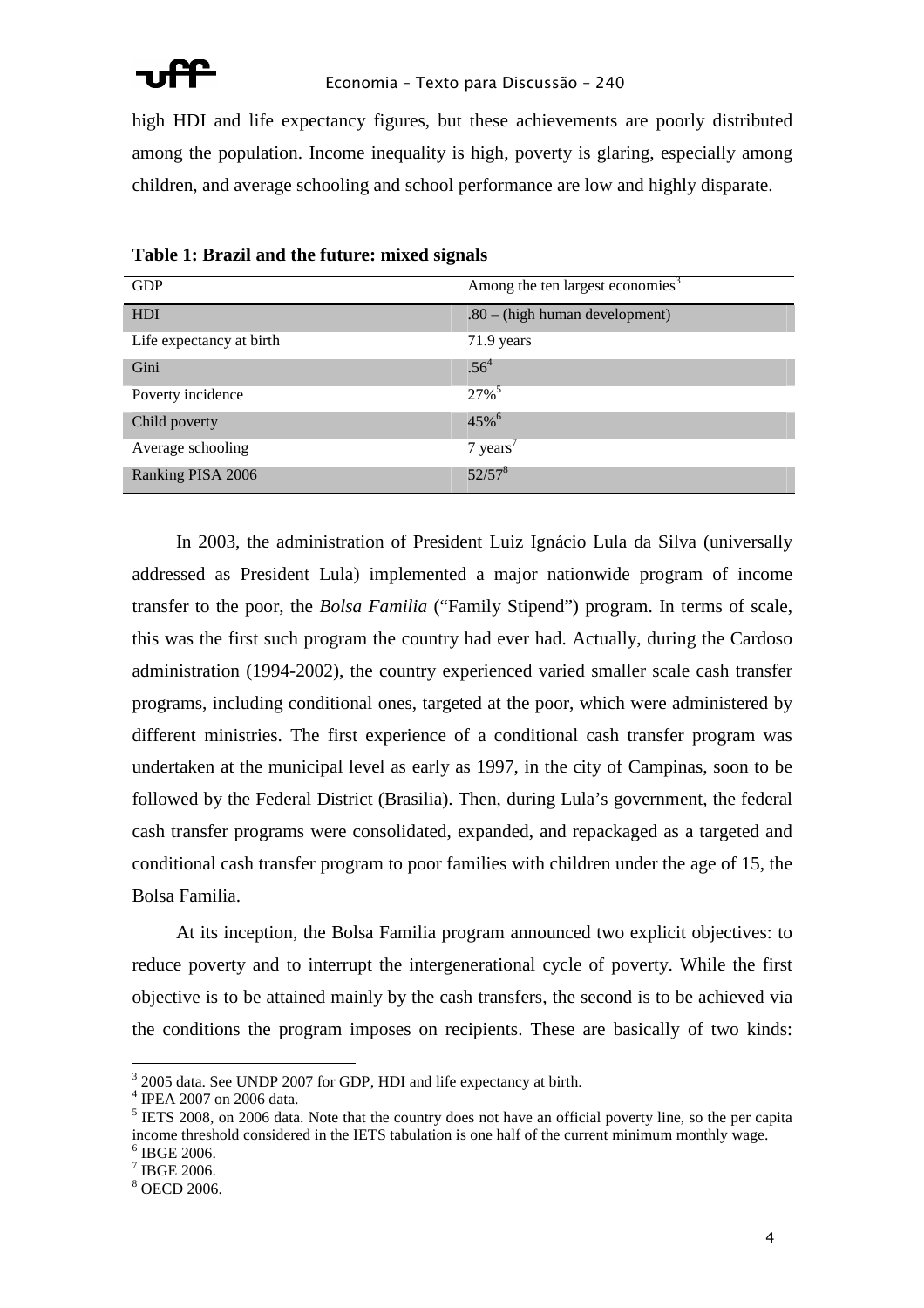high HDI and life expectancy figures, but these achievements are poorly distributed among the population. Income inequality is high, poverty is glaring, especially among children, and average schooling and school performance are low and highly disparate.

**Table 1: Brazil and the future: mixed signals**

| GDP | Among the ten largest economies[3] |
|---|---|
| HDI | .80 – (high human development) |
| Life expectancy at birth | 71.9 years |
| Gini | .56[4] |
| Poverty incidence | 27%[5] |
| Child poverty | 45%[6] |
| Average schooling | 7 years[7] |
| Ranking PISA 2006 | 52/57[8] |

In 2003, the administration of President Luiz Ignácio Lula da Silva (universally addressed as President Lula) implemented a major nationwide program of income transfer to the poor, the *Bolsa Familia* ("Family Stipend") program. In terms of scale, this was the first such program the country had ever had. Actually, during the Cardoso administration (1994-2002), the country experienced varied smaller scale cash transfer programs, including conditional ones, targeted at the poor, which were administered by different ministries. The first experience of a conditional cash transfer program was undertaken at the municipal level as early as 1997, in the city of Campinas, soon to be followed by the Federal District (Brasilia). Then, during Lula's government, the federal cash transfer programs were consolidated, expanded, and repackaged as a targeted and conditional cash transfer program to poor families with children under the age of 15, the Bolsa Familia.

At its inception, the Bolsa Familia program announced two explicit objectives: to reduce poverty and to interrupt the intergenerational cycle of poverty. While the first objective is to be attained mainly by the cash transfers, the second is to be achieved via the conditions the program imposes on recipients. These are basically of two kinds:

---

[3] 2005 data. See UNDP 2007 for GDP, HDI and life expectancy at birth.

[4] IPEA 2007 on 2006 data.

[5] IETS 2008, on 2006 data. Note that the country does not have an official poverty line, so the per capita income threshold considered in the IETS tabulation is one half of the current minimum monthly wage.

[6] IBGE 2006.

[7] IBGE 2006.

[8] OECD 2006.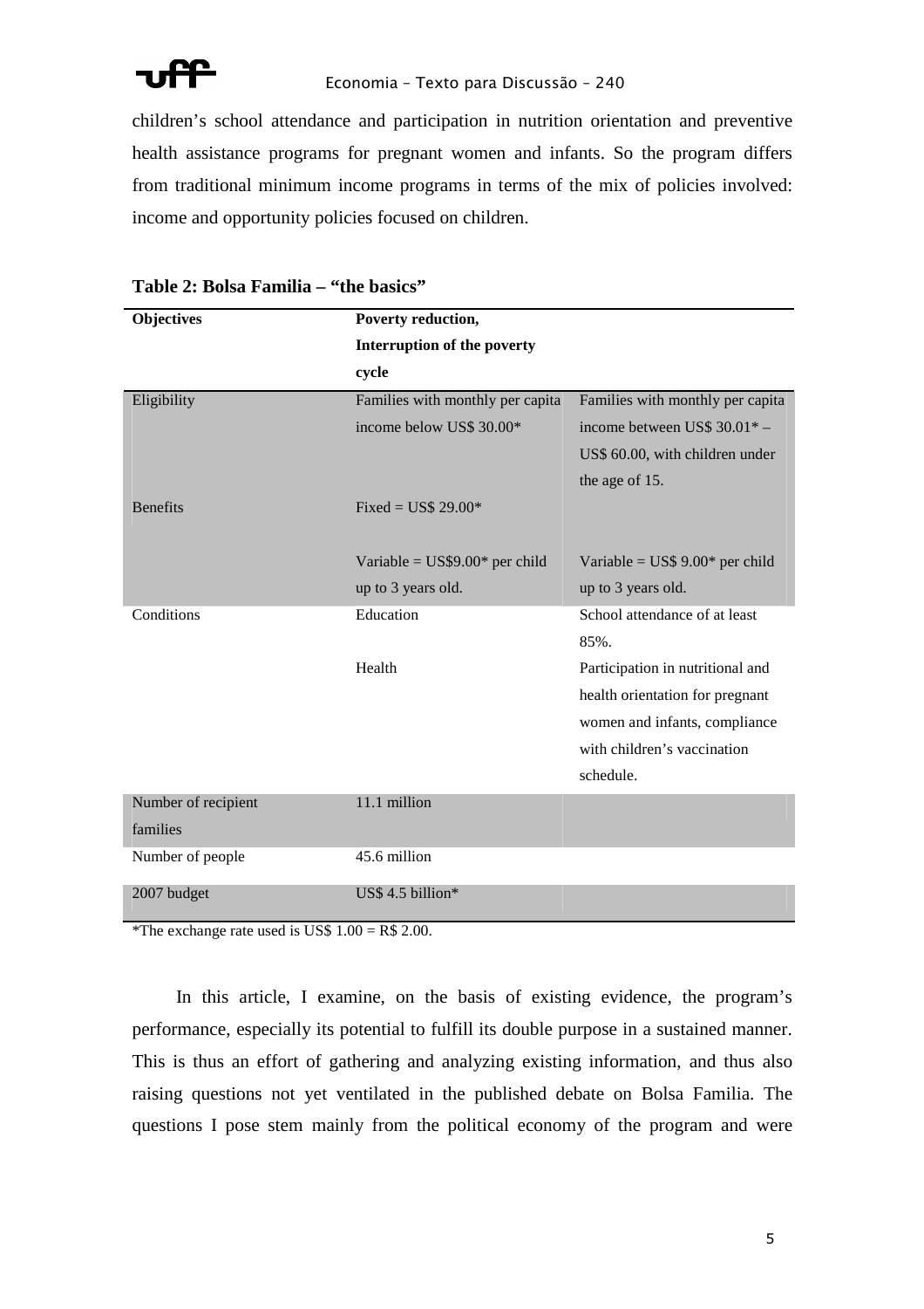children's school attendance and participation in nutrition orientation and preventive health assistance programs for pregnant women and infants. So the program differs from traditional minimum income programs in terms of the mix of policies involved: income and opportunity policies focused on children.

**Table 2: Bolsa Familia – "the basics"**

| **Objectives** | **Poverty reduction, Interruption of the poverty cycle** | |
|---|---|---|
| Eligibility | Families with monthly per capita income below US$ 30.00* | Families with monthly per capita income between US$ 30.01* – US$ 60.00, with children under the age of 15. |
| Benefits | Fixed = US$ 29.00* | |
| | Variable = US$9.00* per child up to 3 years old. | Variable = US$ 9.00* per child up to 3 years old. |
| Conditions | Education | School attendance of at least 85%. |
| | Health | Participation in nutritional and health orientation for pregnant women and infants, compliance with children's vaccination schedule. |
| Number of recipient families | 11.1 million | |
| Number of people | 45.6 million | |
| 2007 budget | US$ 4.5 billion* | |

*The exchange rate used is US$ 1.00 = R$ 2.00.

In this article, I examine, on the basis of existing evidence, the program's performance, especially its potential to fulfill its double purpose in a sustained manner. This is thus an effort of gathering and analyzing existing information, and thus also raising questions not yet ventilated in the published debate on Bolsa Familia. The questions I pose stem mainly from the political economy of the program and were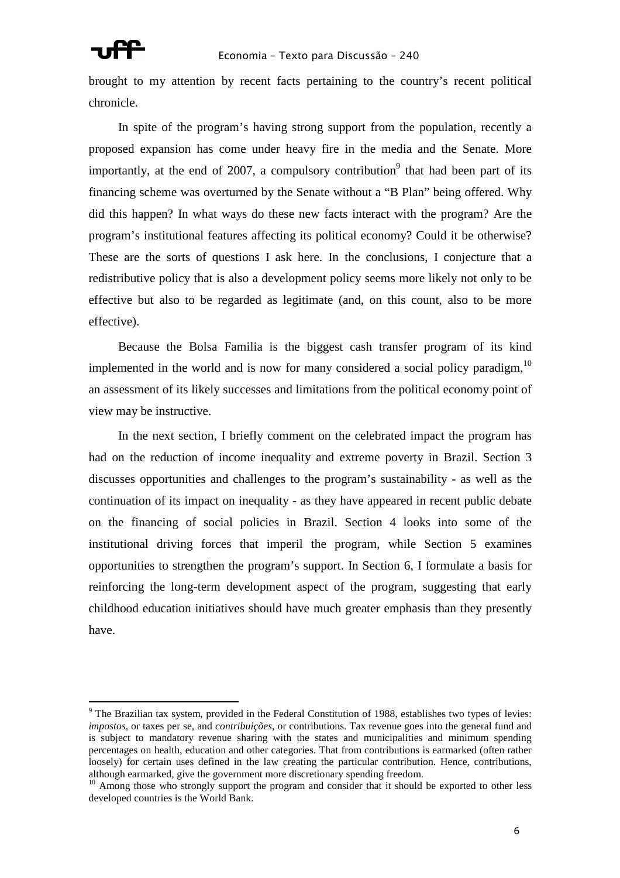brought to my attention by recent facts pertaining to the country's recent political chronicle.

In spite of the program's having strong support from the population, recently a proposed expansion has come under heavy fire in the media and the Senate. More importantly, at the end of 2007, a compulsory contribution[9] that had been part of its financing scheme was overturned by the Senate without a "B Plan" being offered. Why did this happen? In what ways do these new facts interact with the program? Are the program's institutional features affecting its political economy? Could it be otherwise? These are the sorts of questions I ask here. In the conclusions, I conjecture that a redistributive policy that is also a development policy seems more likely not only to be effective but also to be regarded as legitimate (and, on this count, also to be more effective).

Because the Bolsa Familia is the biggest cash transfer program of its kind implemented in the world and is now for many considered a social policy paradigm,[10] an assessment of its likely successes and limitations from the political economy point of view may be instructive.

In the next section, I briefly comment on the celebrated impact the program has had on the reduction of income inequality and extreme poverty in Brazil. Section 3 discusses opportunities and challenges to the program's sustainability - as well as the continuation of its impact on inequality - as they have appeared in recent public debate on the financing of social policies in Brazil. Section 4 looks into some of the institutional driving forces that imperil the program, while Section 5 examines opportunities to strengthen the program's support. In Section 6, I formulate a basis for reinforcing the long-term development aspect of the program, suggesting that early childhood education initiatives should have much greater emphasis than they presently have.

---

[9] The Brazilian tax system, provided in the Federal Constitution of 1988, establishes two types of levies: *impostos*, or taxes per se, and *contribuições*, or contributions. Tax revenue goes into the general fund and is subject to mandatory revenue sharing with the states and municipalities and minimum spending percentages on health, education and other categories. That from contributions is earmarked (often rather loosely) for certain uses defined in the law creating the particular contribution. Hence, contributions, although earmarked, give the government more discretionary spending freedom.

[10] Among those who strongly support the program and consider that it should be exported to other less developed countries is the World Bank.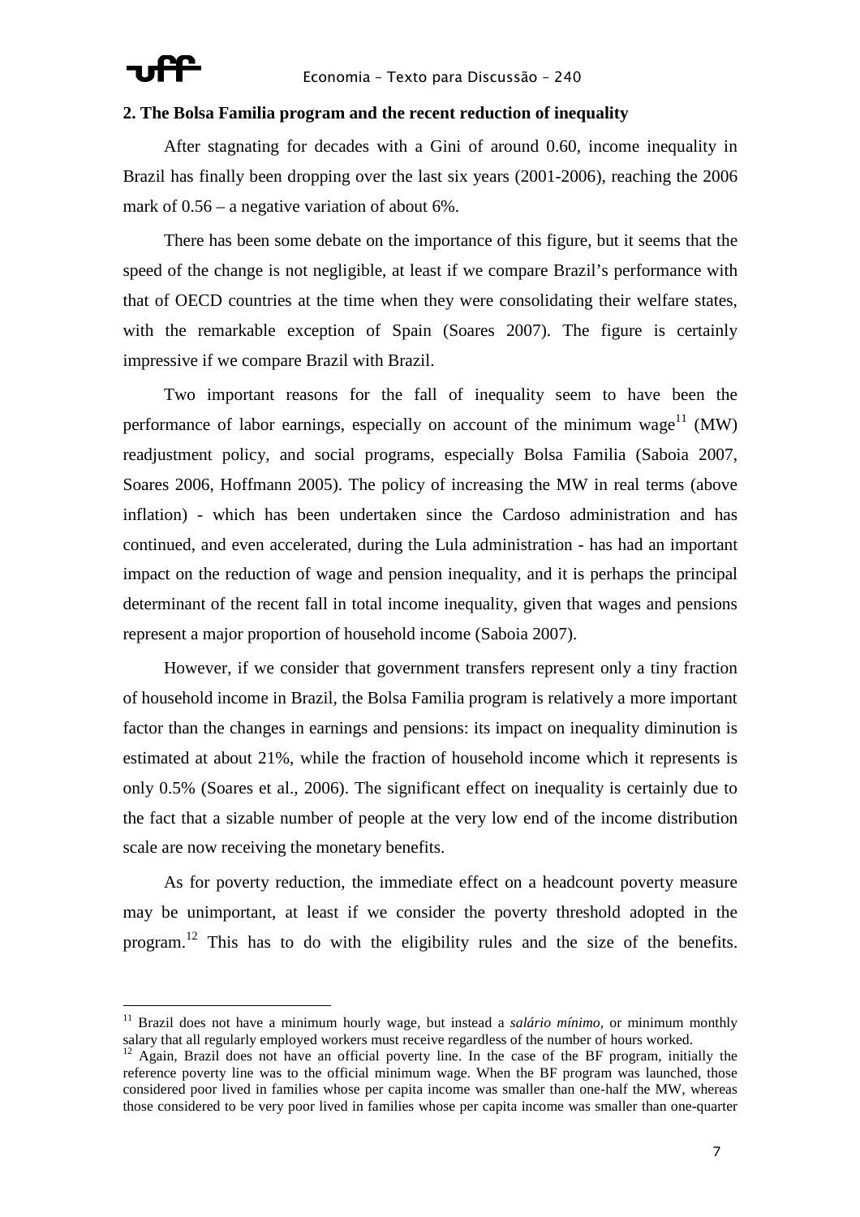## 2. The Bolsa Familia program and the recent reduction of inequality

After stagnating for decades with a Gini of around 0.60, income inequality in Brazil has finally been dropping over the last six years (2001-2006), reaching the 2006 mark of 0.56 – a negative variation of about 6%.

There has been some debate on the importance of this figure, but it seems that the speed of the change is not negligible, at least if we compare Brazil's performance with that of OECD countries at the time when they were consolidating their welfare states, with the remarkable exception of Spain (Soares 2007). The figure is certainly impressive if we compare Brazil with Brazil.

Two important reasons for the fall of inequality seem to have been the performance of labor earnings, especially on account of the minimum wage[11] (MW) readjustment policy, and social programs, especially Bolsa Familia (Saboia 2007, Soares 2006, Hoffmann 2005). The policy of increasing the MW in real terms (above inflation) - which has been undertaken since the Cardoso administration and has continued, and even accelerated, during the Lula administration - has had an important impact on the reduction of wage and pension inequality, and it is perhaps the principal determinant of the recent fall in total income inequality, given that wages and pensions represent a major proportion of household income (Saboia 2007).

However, if we consider that government transfers represent only a tiny fraction of household income in Brazil, the Bolsa Familia program is relatively a more important factor than the changes in earnings and pensions: its impact on inequality diminution is estimated at about 21%, while the fraction of household income which it represents is only 0.5% (Soares et al., 2006). The significant effect on inequality is certainly due to the fact that a sizable number of people at the very low end of the income distribution scale are now receiving the monetary benefits.

As for poverty reduction, the immediate effect on a headcount poverty measure may be unimportant, at least if we consider the poverty threshold adopted in the program.[12] This has to do with the eligibility rules and the size of the benefits.

---

[11] Brazil does not have a minimum hourly wage, but instead a *salário mínimo,* or minimum monthly salary that all regularly employed workers must receive regardless of the number of hours worked.

[12] Again, Brazil does not have an official poverty line. In the case of the BF program, initially the reference poverty line was to the official minimum wage. When the BF program was launched, those considered poor lived in families whose per capita income was smaller than one-half the MW, whereas those considered to be very poor lived in families whose per capita income was smaller than one-quarter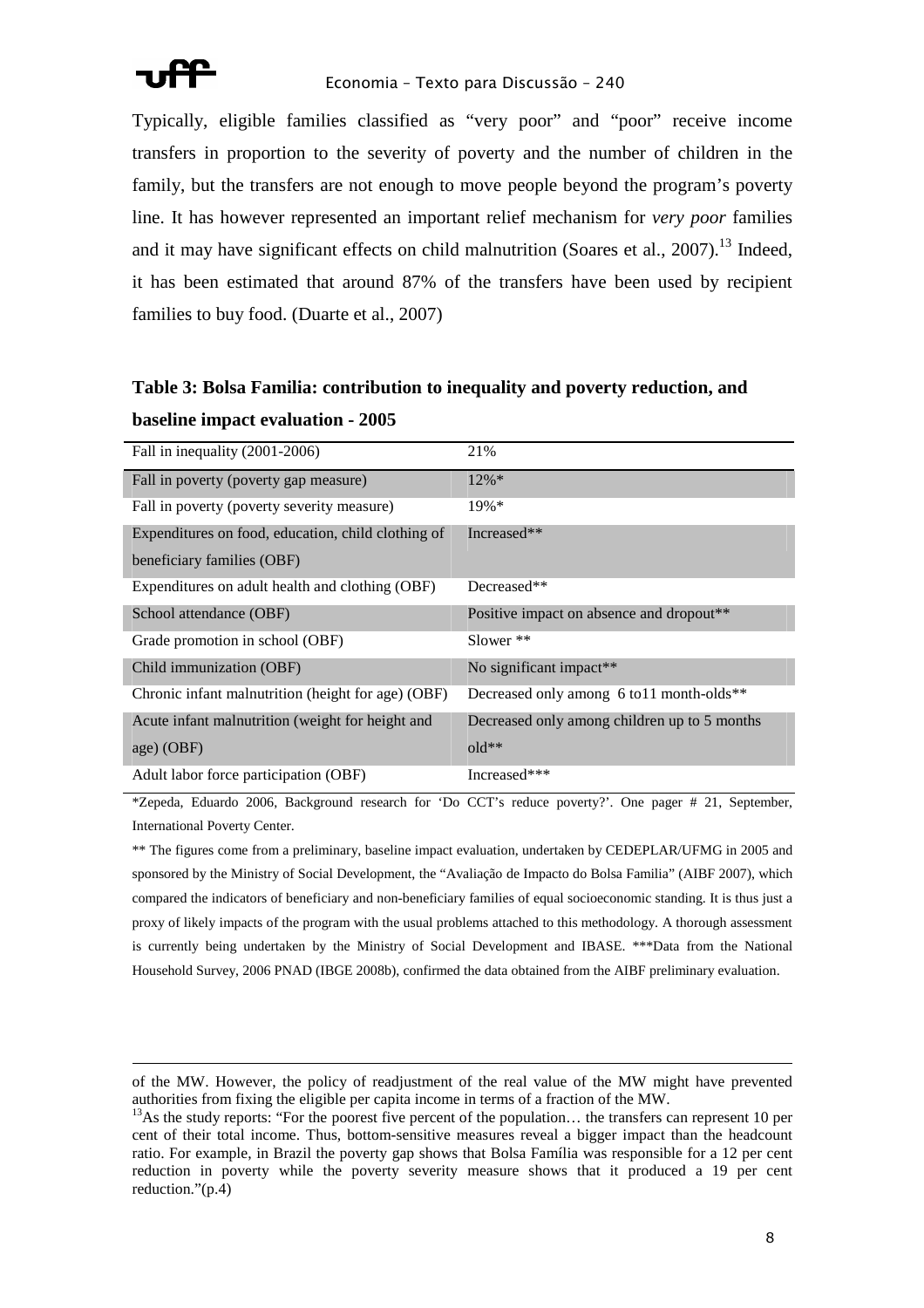Typically, eligible families classified as "very poor" and "poor" receive income transfers in proportion to the severity of poverty and the number of children in the family, but the transfers are not enough to move people beyond the program's poverty line. It has however represented an important relief mechanism for *very poor* families and it may have significant effects on child malnutrition (Soares et al., 2007).[13] Indeed, it has been estimated that around 87% of the transfers have been used by recipient families to buy food. (Duarte et al., 2007)

**Table 3: Bolsa Familia: contribution to inequality and poverty reduction, and baseline impact evaluation - 2005**

| | |
|---|---|
| Fall in inequality (2001-2006) | 21% |
| Fall in poverty (poverty gap measure) | 12%* |
| Fall in poverty (poverty severity measure) | 19%* |
| Expenditures on food, education, child clothing of beneficiary families (OBF) | Increased** |
| Expenditures on adult health and clothing (OBF) | Decreased** |
| School attendance (OBF) | Positive impact on absence and dropout** |
| Grade promotion in school (OBF) | Slower ** |
| Child immunization (OBF) | No significant impact** |
| Chronic infant malnutrition (height for age) (OBF) | Decreased only among 6 to11 month-olds** |
| Acute infant malnutrition (weight for height and age) (OBF) | Decreased only among children up to 5 months old** |
| Adult labor force participation (OBF) | Increased*** |

*Zepeda, Eduardo 2006, Background research for 'Do CCT's reduce poverty?'. One pager # 21, September, International Poverty Center.

** The figures come from a preliminary, baseline impact evaluation, undertaken by CEDEPLAR/UFMG in 2005 and sponsored by the Ministry of Social Development, the "Avaliação de Impacto do Bolsa Familia" (AIBF 2007), which compared the indicators of beneficiary and non-beneficiary families of equal socioeconomic standing. It is thus just a proxy of likely impacts of the program with the usual problems attached to this methodology. A thorough assessment is currently being undertaken by the Ministry of Social Development and IBASE. ***Data from the National Household Survey, 2006 PNAD (IBGE 2008b), confirmed the data obtained from the AIBF preliminary evaluation.

---

of the MW. However, the policy of readjustment of the real value of the MW might have prevented authorities from fixing the eligible per capita income in terms of a fraction of the MW.

[13] As the study reports: "For the poorest five percent of the population… the transfers can represent 10 per cent of their total income. Thus, bottom-sensitive measures reveal a bigger impact than the headcount ratio. For example, in Brazil the poverty gap shows that Bolsa Família was responsible for a 12 per cent reduction in poverty while the poverty severity measure shows that it produced a 19 per cent reduction."(p.4)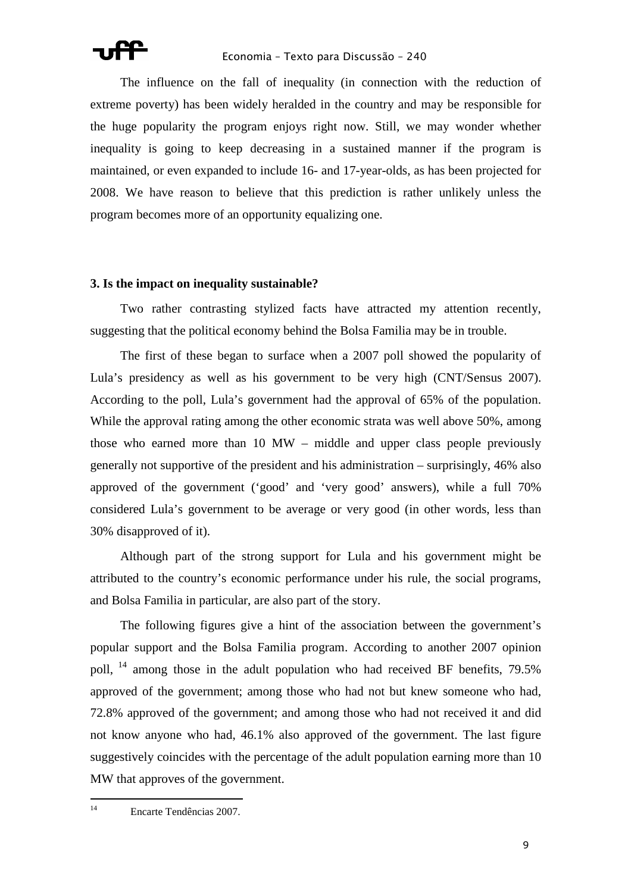The influence on the fall of inequality (in connection with the reduction of extreme poverty) has been widely heralded in the country and may be responsible for the huge popularity the program enjoys right now. Still, we may wonder whether inequality is going to keep decreasing in a sustained manner if the program is maintained, or even expanded to include 16- and 17-year-olds, as has been projected for 2008. We have reason to believe that this prediction is rather unlikely unless the program becomes more of an opportunity equalizing one.

### 3. Is the impact on inequality sustainable?

Two rather contrasting stylized facts have attracted my attention recently, suggesting that the political economy behind the Bolsa Familia may be in trouble.

The first of these began to surface when a 2007 poll showed the popularity of Lula's presidency as well as his government to be very high (CNT/Sensus 2007). According to the poll, Lula's government had the approval of 65% of the population. While the approval rating among the other economic strata was well above 50%, among those who earned more than 10 MW – middle and upper class people previously generally not supportive of the president and his administration – surprisingly, 46% also approved of the government ('good' and 'very good' answers), while a full 70% considered Lula's government to be average or very good (in other words, less than 30% disapproved of it).

Although part of the strong support for Lula and his government might be attributed to the country's economic performance under his rule, the social programs, and Bolsa Familia in particular, are also part of the story.

The following figures give a hint of the association between the government's popular support and the Bolsa Familia program. According to another 2007 opinion poll, [14] among those in the adult population who had received BF benefits, 79.5% approved of the government; among those who had not but knew someone who had, 72.8% approved of the government; and among those who had not received it and did not know anyone who had, 46.1% also approved of the government. The last figure suggestively coincides with the percentage of the adult population earning more than 10 MW that approves of the government.

[14] Encarte Tendências 2007.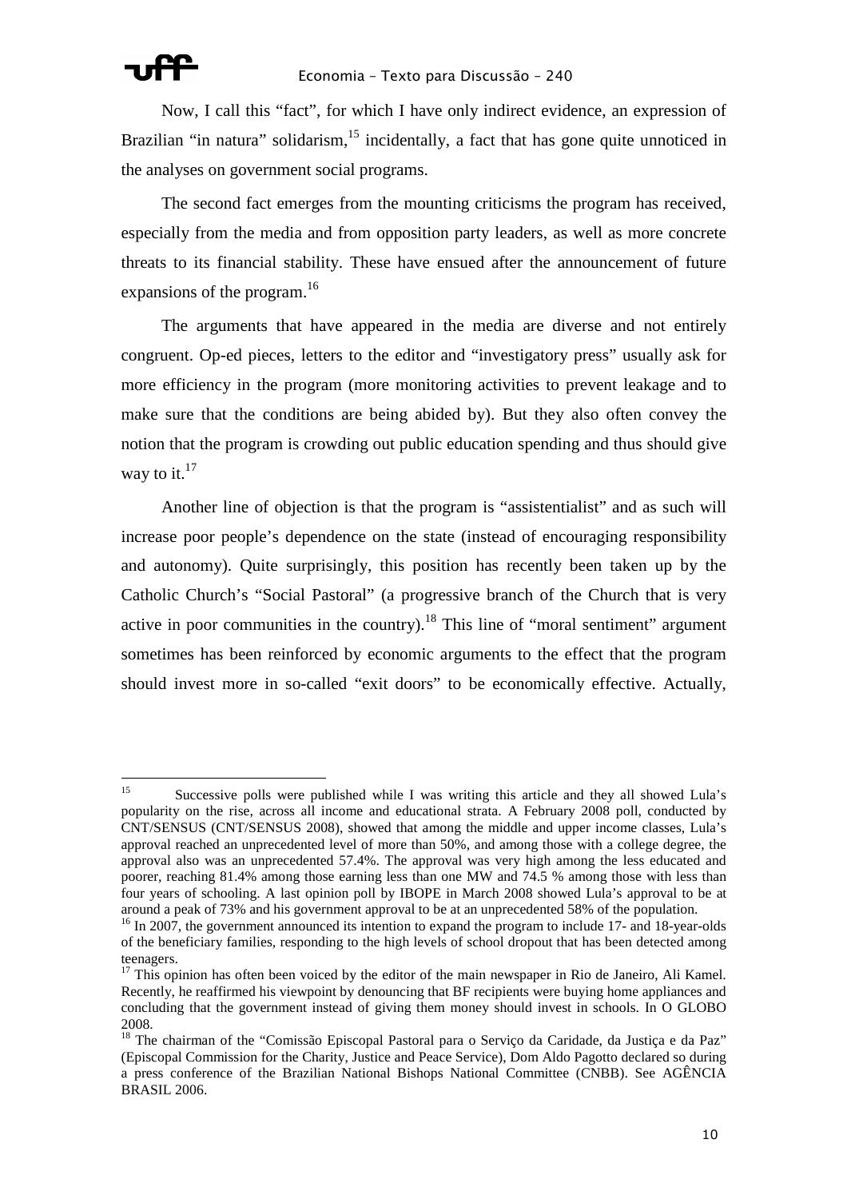Now, I call this "fact", for which I have only indirect evidence, an expression of Brazilian "in natura" solidarism,[15] incidentally, a fact that has gone quite unnoticed in the analyses on government social programs.

The second fact emerges from the mounting criticisms the program has received, especially from the media and from opposition party leaders, as well as more concrete threats to its financial stability. These have ensued after the announcement of future expansions of the program.[16]

The arguments that have appeared in the media are diverse and not entirely congruent. Op-ed pieces, letters to the editor and "investigatory press" usually ask for more efficiency in the program (more monitoring activities to prevent leakage and to make sure that the conditions are being abided by). But they also often convey the notion that the program is crowding out public education spending and thus should give way to it.[17]

Another line of objection is that the program is "assistentialist" and as such will increase poor people's dependence on the state (instead of encouraging responsibility and autonomy). Quite surprisingly, this position has recently been taken up by the Catholic Church's "Social Pastoral" (a progressive branch of the Church that is very active in poor communities in the country).[18] This line of "moral sentiment" argument sometimes has been reinforced by economic arguments to the effect that the program should invest more in so-called "exit doors" to be economically effective. Actually,

---

[15] Successive polls were published while I was writing this article and they all showed Lula's popularity on the rise, across all income and educational strata. A February 2008 poll, conducted by CNT/SENSUS (CNT/SENSUS 2008), showed that among the middle and upper income classes, Lula's approval reached an unprecedented level of more than 50%, and among those with a college degree, the approval also was an unprecedented 57.4%. The approval was very high among the less educated and poorer, reaching 81.4% among those earning less than one MW and 74.5 % among those with less than four years of schooling. A last opinion poll by IBOPE in March 2008 showed Lula's approval to be at around a peak of 73% and his government approval to be at an unprecedented 58% of the population.

[16] In 2007, the government announced its intention to expand the program to include 17- and 18-year-olds of the beneficiary families, responding to the high levels of school dropout that has been detected among teenagers.

[17] This opinion has often been voiced by the editor of the main newspaper in Rio de Janeiro, Ali Kamel. Recently, he reaffirmed his viewpoint by denouncing that BF recipients were buying home appliances and concluding that the government instead of giving them money should invest in schools. In O GLOBO 2008.

[18] The chairman of the "Comissão Episcopal Pastoral para o Serviço da Caridade, da Justiça e da Paz" (Episcopal Commission for the Charity, Justice and Peace Service), Dom Aldo Pagotto declared so during a press conference of the Brazilian National Bishops National Committee (CNBB). See AGÊNCIA BRASIL 2006.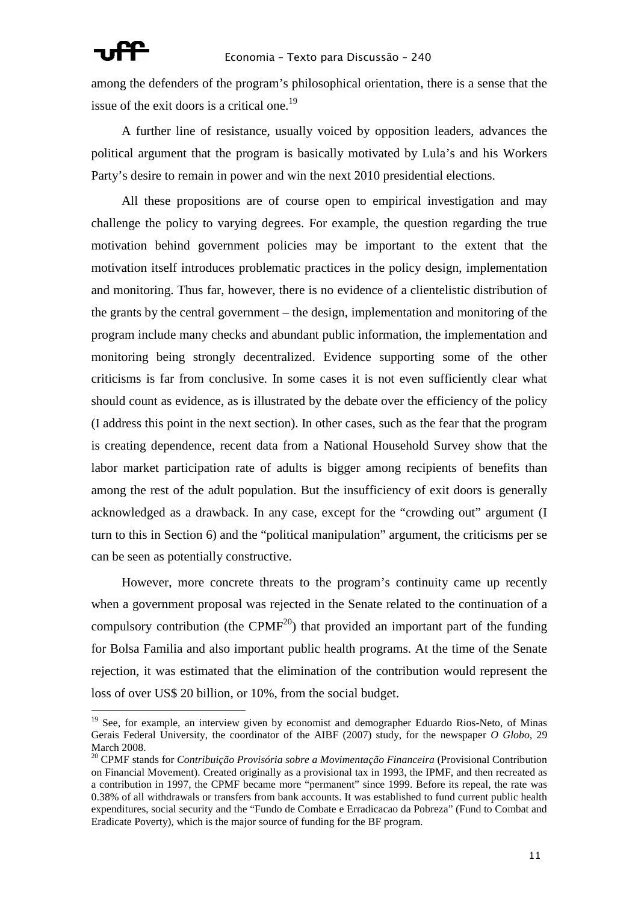among the defenders of the program's philosophical orientation, there is a sense that the issue of the exit doors is a critical one.[19]

A further line of resistance, usually voiced by opposition leaders, advances the political argument that the program is basically motivated by Lula's and his Workers Party's desire to remain in power and win the next 2010 presidential elections.

All these propositions are of course open to empirical investigation and may challenge the policy to varying degrees. For example, the question regarding the true motivation behind government policies may be important to the extent that the motivation itself introduces problematic practices in the policy design, implementation and monitoring. Thus far, however, there is no evidence of a clientelistic distribution of the grants by the central government – the design, implementation and monitoring of the program include many checks and abundant public information, the implementation and monitoring being strongly decentralized. Evidence supporting some of the other criticisms is far from conclusive. In some cases it is not even sufficiently clear what should count as evidence, as is illustrated by the debate over the efficiency of the policy (I address this point in the next section). In other cases, such as the fear that the program is creating dependence, recent data from a National Household Survey show that the labor market participation rate of adults is bigger among recipients of benefits than among the rest of the adult population. But the insufficiency of exit doors is generally acknowledged as a drawback. In any case, except for the "crowding out" argument (I turn to this in Section 6) and the "political manipulation" argument, the criticisms per se can be seen as potentially constructive.

However, more concrete threats to the program's continuity came up recently when a government proposal was rejected in the Senate related to the continuation of a compulsory contribution (the CPMF[20]) that provided an important part of the funding for Bolsa Familia and also important public health programs. At the time of the Senate rejection, it was estimated that the elimination of the contribution would represent the loss of over US$ 20 billion, or 10%, from the social budget.

---

[19] See, for example, an interview given by economist and demographer Eduardo Rios-Neto, of Minas Gerais Federal University, the coordinator of the AIBF (2007) study, for the newspaper *O Globo*, 29 March 2008.

[20] CPMF stands for *Contribuição Provisória sobre a Movimentação Financeira* (Provisional Contribution on Financial Movement). Created originally as a provisional tax in 1993, the IPMF, and then recreated as a contribution in 1997, the CPMF became more "permanent" since 1999. Before its repeal, the rate was 0.38% of all withdrawals or transfers from bank accounts. It was established to fund current public health expenditures, social security and the "Fundo de Combate e Erradicacao da Pobreza" (Fund to Combat and Eradicate Poverty), which is the major source of funding for the BF program.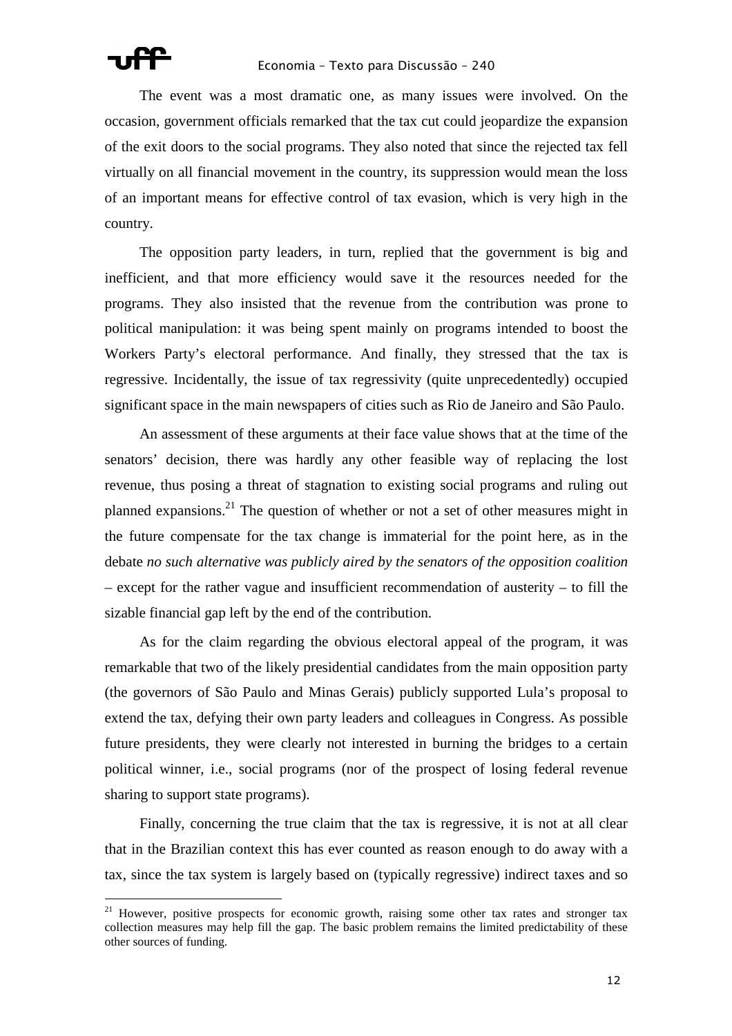The event was a most dramatic one, as many issues were involved. On the occasion, government officials remarked that the tax cut could jeopardize the expansion of the exit doors to the social programs. They also noted that since the rejected tax fell virtually on all financial movement in the country, its suppression would mean the loss of an important means for effective control of tax evasion, which is very high in the country.

The opposition party leaders, in turn, replied that the government is big and inefficient, and that more efficiency would save it the resources needed for the programs. They also insisted that the revenue from the contribution was prone to political manipulation: it was being spent mainly on programs intended to boost the Workers Party's electoral performance. And finally, they stressed that the tax is regressive. Incidentally, the issue of tax regressivity (quite unprecedentedly) occupied significant space in the main newspapers of cities such as Rio de Janeiro and São Paulo.

An assessment of these arguments at their face value shows that at the time of the senators' decision, there was hardly any other feasible way of replacing the lost revenue, thus posing a threat of stagnation to existing social programs and ruling out planned expansions.[21] The question of whether or not a set of other measures might in the future compensate for the tax change is immaterial for the point here, as in the debate *no such alternative was publicly aired by the senators of the opposition coalition* – except for the rather vague and insufficient recommendation of austerity – to fill the sizable financial gap left by the end of the contribution.

As for the claim regarding the obvious electoral appeal of the program, it was remarkable that two of the likely presidential candidates from the main opposition party (the governors of São Paulo and Minas Gerais) publicly supported Lula's proposal to extend the tax, defying their own party leaders and colleagues in Congress. As possible future presidents, they were clearly not interested in burning the bridges to a certain political winner, i.e., social programs (nor of the prospect of losing federal revenue sharing to support state programs).

Finally, concerning the true claim that the tax is regressive, it is not at all clear that in the Brazilian context this has ever counted as reason enough to do away with a tax, since the tax system is largely based on (typically regressive) indirect taxes and so

---

[21] However, positive prospects for economic growth, raising some other tax rates and stronger tax collection measures may help fill the gap. The basic problem remains the limited predictability of these other sources of funding.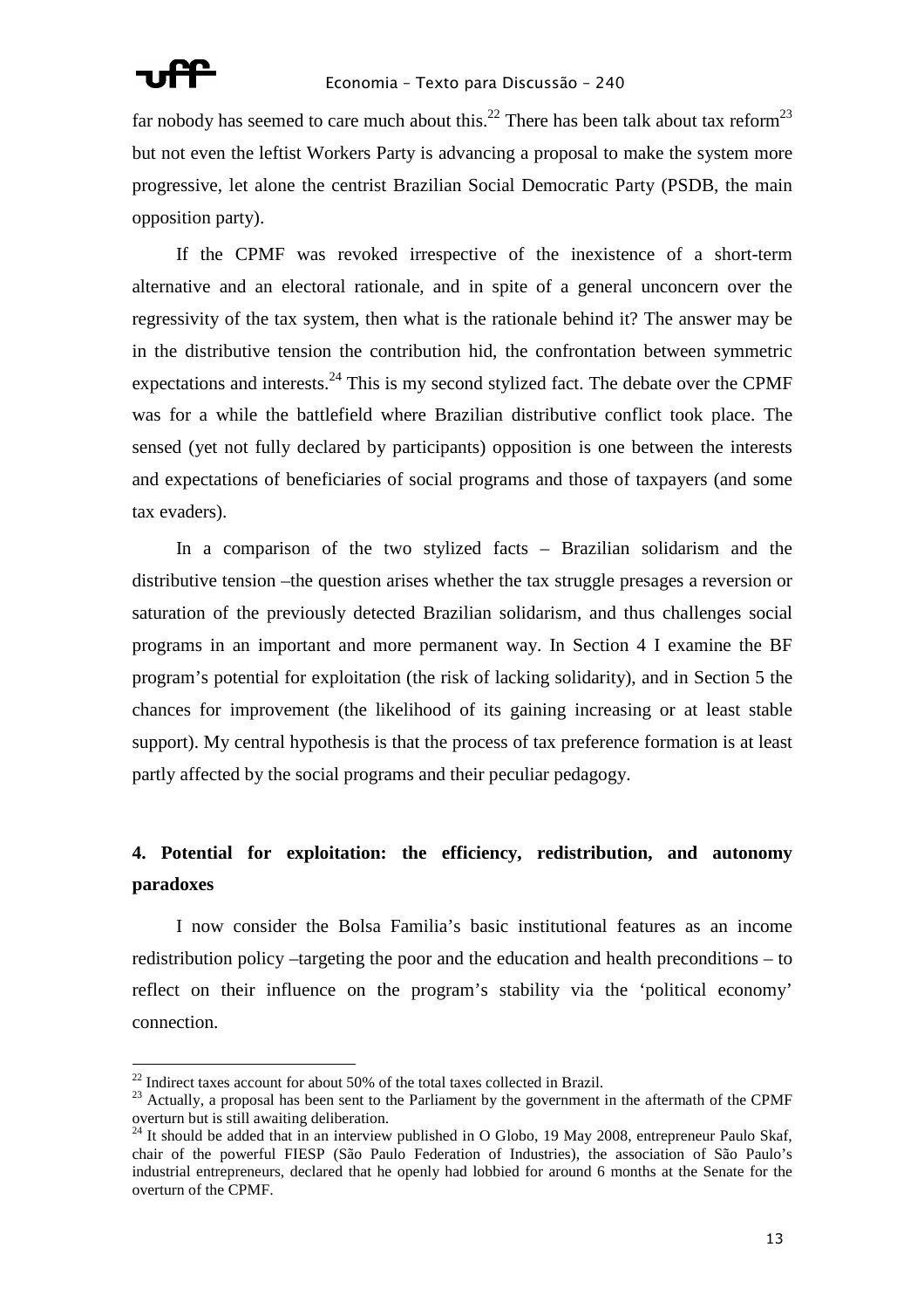far nobody has seemed to care much about this.[22] There has been talk about tax reform[23] but not even the leftist Workers Party is advancing a proposal to make the system more progressive, let alone the centrist Brazilian Social Democratic Party (PSDB, the main opposition party).

If the CPMF was revoked irrespective of the inexistence of a short-term alternative and an electoral rationale, and in spite of a general unconcern over the regressivity of the tax system, then what is the rationale behind it? The answer may be in the distributive tension the contribution hid, the confrontation between symmetric expectations and interests.[24] This is my second stylized fact. The debate over the CPMF was for a while the battlefield where Brazilian distributive conflict took place. The sensed (yet not fully declared by participants) opposition is one between the interests and expectations of beneficiaries of social programs and those of taxpayers (and some tax evaders).

In a comparison of the two stylized facts – Brazilian solidarism and the distributive tension –the question arises whether the tax struggle presages a reversion or saturation of the previously detected Brazilian solidarism, and thus challenges social programs in an important and more permanent way. In Section 4 I examine the BF program's potential for exploitation (the risk of lacking solidarity), and in Section 5 the chances for improvement (the likelihood of its gaining increasing or at least stable support). My central hypothesis is that the process of tax preference formation is at least partly affected by the social programs and their peculiar pedagogy.

## 4. Potential for exploitation: the efficiency, redistribution, and autonomy paradoxes

I now consider the Bolsa Familia's basic institutional features as an income redistribution policy –targeting the poor and the education and health preconditions – to reflect on their influence on the program's stability via the 'political economy' connection.

---

[22] Indirect taxes account for about 50% of the total taxes collected in Brazil.

[23] Actually, a proposal has been sent to the Parliament by the government in the aftermath of the CPMF overturn but is still awaiting deliberation.

[24] It should be added that in an interview published in O Globo, 19 May 2008, entrepreneur Paulo Skaf, chair of the powerful FIESP (São Paulo Federation of Industries), the association of São Paulo's industrial entrepreneurs, declared that he openly had lobbied for around 6 months at the Senate for the overturn of the CPMF.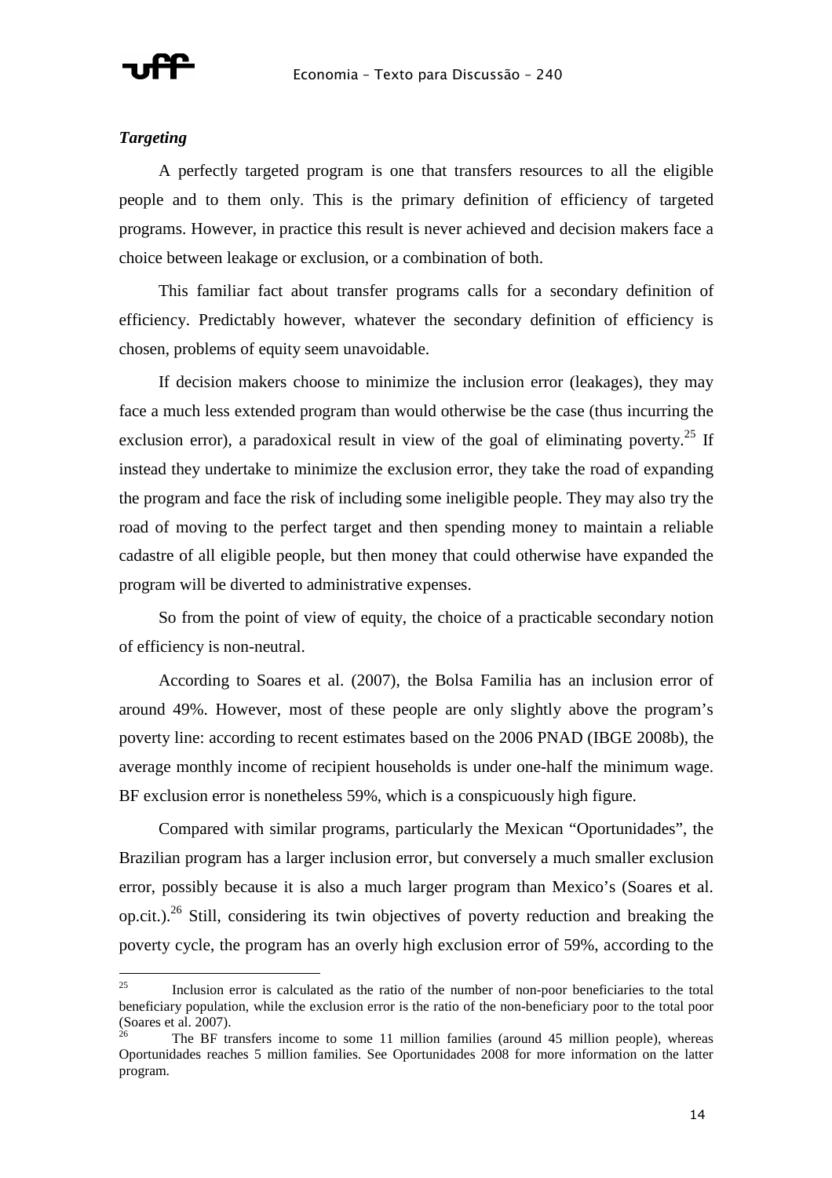### *Targeting*

A perfectly targeted program is one that transfers resources to all the eligible people and to them only. This is the primary definition of efficiency of targeted programs. However, in practice this result is never achieved and decision makers face a choice between leakage or exclusion, or a combination of both.

This familiar fact about transfer programs calls for a secondary definition of efficiency. Predictably however, whatever the secondary definition of efficiency is chosen, problems of equity seem unavoidable.

If decision makers choose to minimize the inclusion error (leakages), they may face a much less extended program than would otherwise be the case (thus incurring the exclusion error), a paradoxical result in view of the goal of eliminating poverty.[25] If instead they undertake to minimize the exclusion error, they take the road of expanding the program and face the risk of including some ineligible people. They may also try the road of moving to the perfect target and then spending money to maintain a reliable cadastre of all eligible people, but then money that could otherwise have expanded the program will be diverted to administrative expenses.

So from the point of view of equity, the choice of a practicable secondary notion of efficiency is non-neutral.

According to Soares et al. (2007), the Bolsa Familia has an inclusion error of around 49%. However, most of these people are only slightly above the program's poverty line: according to recent estimates based on the 2006 PNAD (IBGE 2008b), the average monthly income of recipient households is under one-half the minimum wage. BF exclusion error is nonetheless 59%, which is a conspicuously high figure.

Compared with similar programs, particularly the Mexican "Oportunidades", the Brazilian program has a larger inclusion error, but conversely a much smaller exclusion error, possibly because it is also a much larger program than Mexico's (Soares et al. op.cit.).[26] Still, considering its twin objectives of poverty reduction and breaking the poverty cycle, the program has an overly high exclusion error of 59%, according to the

---

[25] Inclusion error is calculated as the ratio of the number of non-poor beneficiaries to the total beneficiary population, while the exclusion error is the ratio of the non-beneficiary poor to the total poor (Soares et al. 2007).

[26] The BF transfers income to some 11 million families (around 45 million people), whereas Oportunidades reaches 5 million families. See Oportunidades 2008 for more information on the latter program.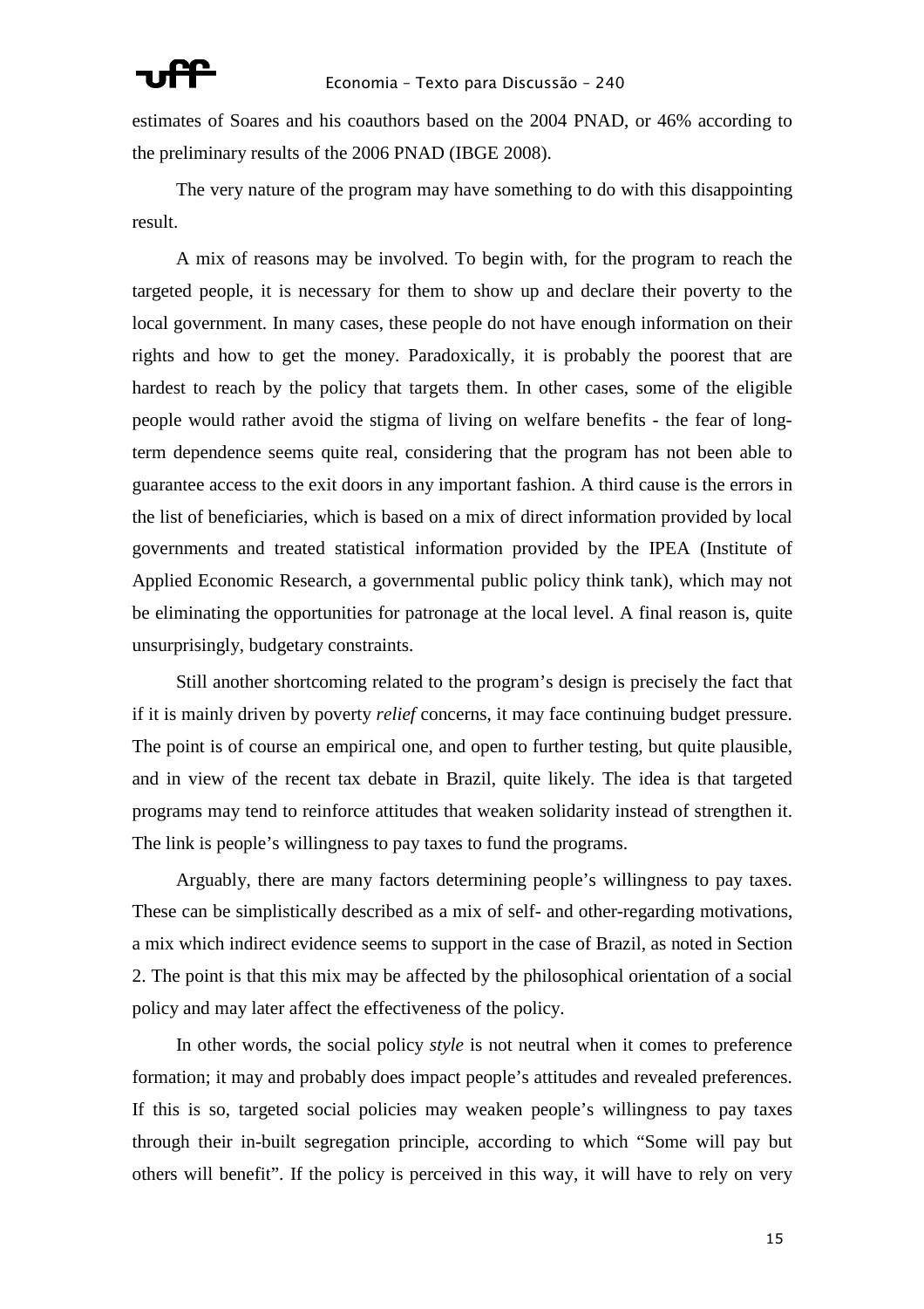estimates of Soares and his coauthors based on the 2004 PNAD, or 46% according to the preliminary results of the 2006 PNAD (IBGE 2008).

The very nature of the program may have something to do with this disappointing result.

A mix of reasons may be involved. To begin with, for the program to reach the targeted people, it is necessary for them to show up and declare their poverty to the local government. In many cases, these people do not have enough information on their rights and how to get the money. Paradoxically, it is probably the poorest that are hardest to reach by the policy that targets them. In other cases, some of the eligible people would rather avoid the stigma of living on welfare benefits - the fear of long-term dependence seems quite real, considering that the program has not been able to guarantee access to the exit doors in any important fashion. A third cause is the errors in the list of beneficiaries, which is based on a mix of direct information provided by local governments and treated statistical information provided by the IPEA (Institute of Applied Economic Research, a governmental public policy think tank), which may not be eliminating the opportunities for patronage at the local level. A final reason is, quite unsurprisingly, budgetary constraints.

Still another shortcoming related to the program's design is precisely the fact that if it is mainly driven by poverty *relief* concerns, it may face continuing budget pressure. The point is of course an empirical one, and open to further testing, but quite plausible, and in view of the recent tax debate in Brazil, quite likely. The idea is that targeted programs may tend to reinforce attitudes that weaken solidarity instead of strengthen it. The link is people's willingness to pay taxes to fund the programs.

Arguably, there are many factors determining people's willingness to pay taxes. These can be simplistically described as a mix of self- and other-regarding motivations, a mix which indirect evidence seems to support in the case of Brazil, as noted in Section 2. The point is that this mix may be affected by the philosophical orientation of a social policy and may later affect the effectiveness of the policy.

In other words, the social policy *style* is not neutral when it comes to preference formation; it may and probably does impact people's attitudes and revealed preferences. If this is so, targeted social policies may weaken people's willingness to pay taxes through their in-built segregation principle, according to which "Some will pay but others will benefit". If the policy is perceived in this way, it will have to rely on very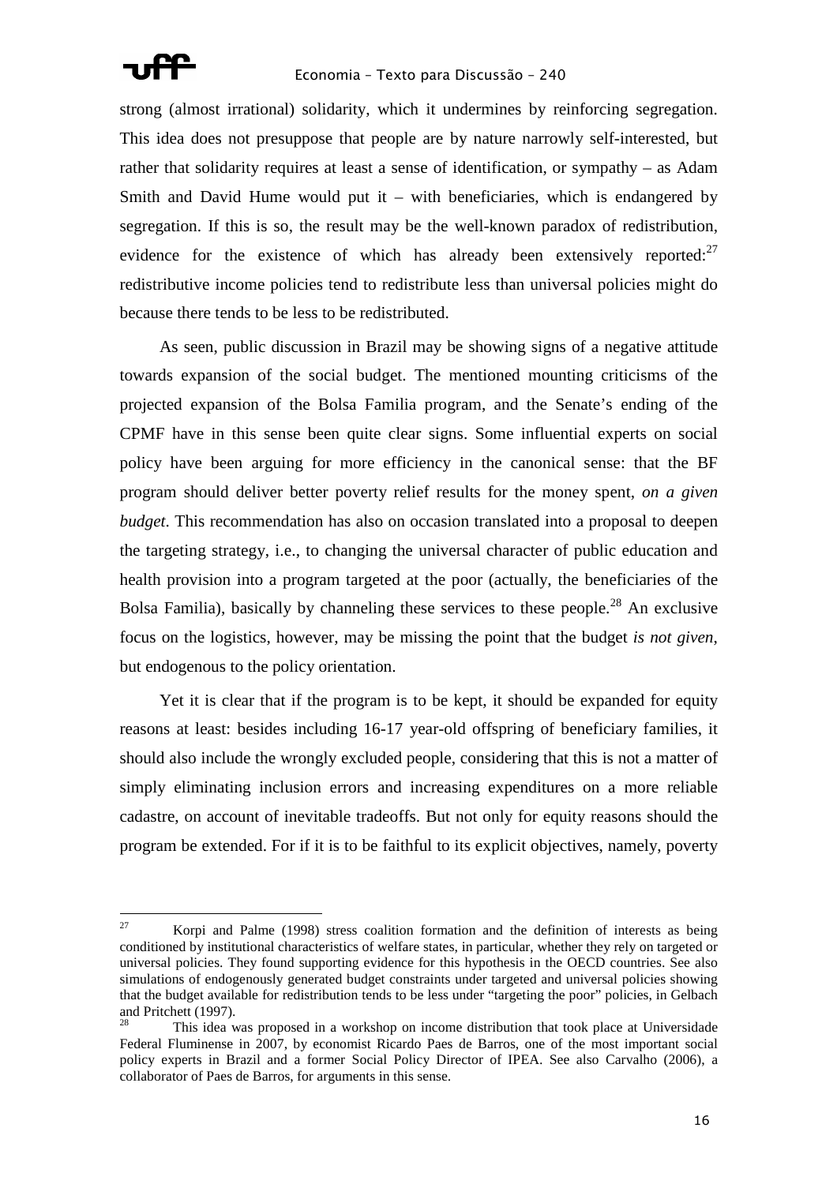strong (almost irrational) solidarity, which it undermines by reinforcing segregation. This idea does not presuppose that people are by nature narrowly self-interested, but rather that solidarity requires at least a sense of identification, or sympathy – as Adam Smith and David Hume would put it – with beneficiaries, which is endangered by segregation. If this is so, the result may be the well-known paradox of redistribution, evidence for the existence of which has already been extensively reported:[27] redistributive income policies tend to redistribute less than universal policies might do because there tends to be less to be redistributed.

As seen, public discussion in Brazil may be showing signs of a negative attitude towards expansion of the social budget. The mentioned mounting criticisms of the projected expansion of the Bolsa Familia program, and the Senate's ending of the CPMF have in this sense been quite clear signs. Some influential experts on social policy have been arguing for more efficiency in the canonical sense: that the BF program should deliver better poverty relief results for the money spent, *on a given budget*. This recommendation has also on occasion translated into a proposal to deepen the targeting strategy, i.e., to changing the universal character of public education and health provision into a program targeted at the poor (actually, the beneficiaries of the Bolsa Familia), basically by channeling these services to these people.[28] An exclusive focus on the logistics, however, may be missing the point that the budget *is not given*, but endogenous to the policy orientation.

Yet it is clear that if the program is to be kept, it should be expanded for equity reasons at least: besides including 16-17 year-old offspring of beneficiary families, it should also include the wrongly excluded people, considering that this is not a matter of simply eliminating inclusion errors and increasing expenditures on a more reliable cadastre, on account of inevitable tradeoffs. But not only for equity reasons should the program be extended. For if it is to be faithful to its explicit objectives, namely, poverty

---

[27] Korpi and Palme (1998) stress coalition formation and the definition of interests as being conditioned by institutional characteristics of welfare states, in particular, whether they rely on targeted or universal policies. They found supporting evidence for this hypothesis in the OECD countries. See also simulations of endogenously generated budget constraints under targeted and universal policies showing that the budget available for redistribution tends to be less under "targeting the poor" policies, in Gelbach and Pritchett (1997).

[28] This idea was proposed in a workshop on income distribution that took place at Universidade Federal Fluminense in 2007, by economist Ricardo Paes de Barros, one of the most important social policy experts in Brazil and a former Social Policy Director of IPEA. See also Carvalho (2006), a collaborator of Paes de Barros, for arguments in this sense.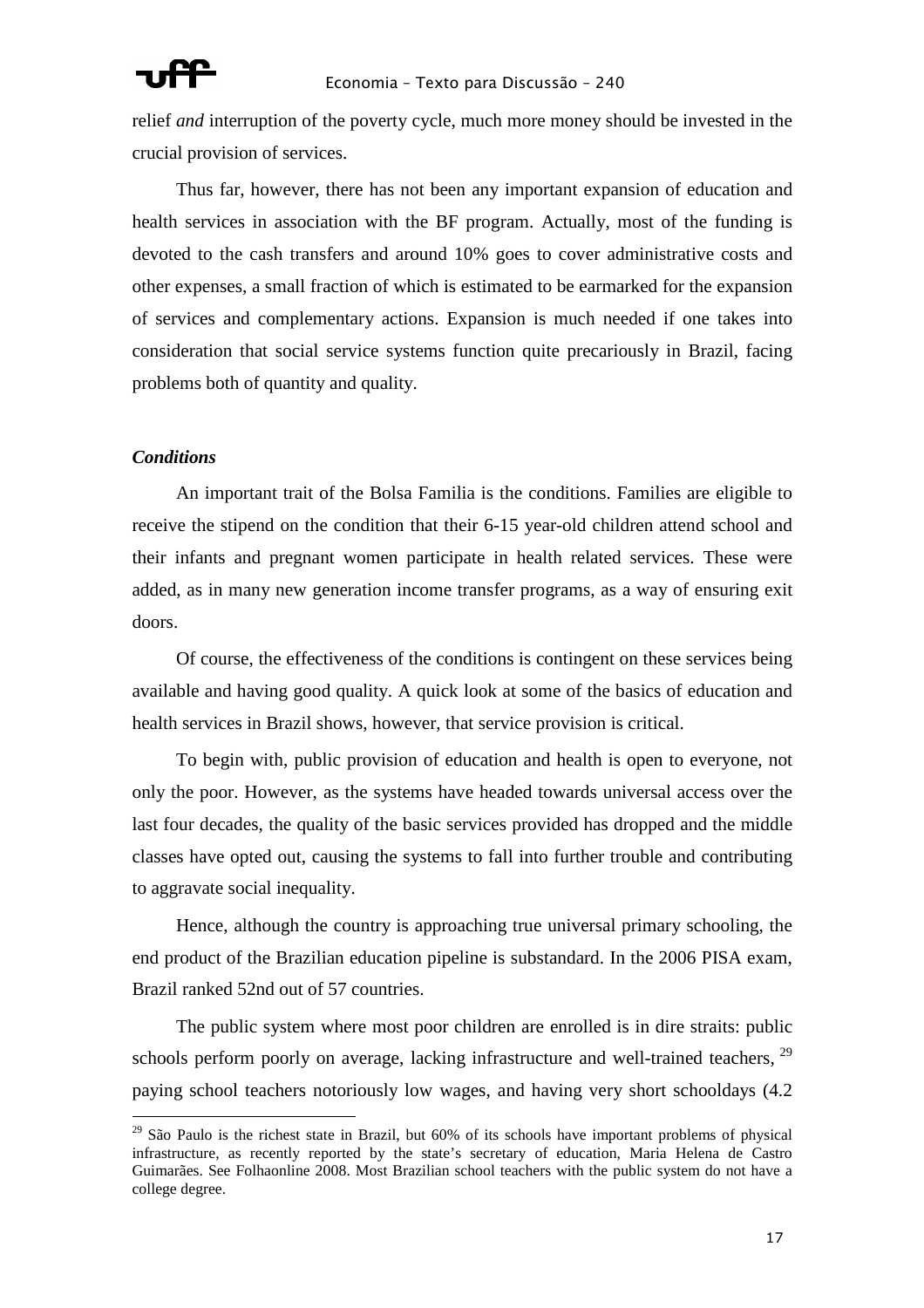relief *and* interruption of the poverty cycle, much more money should be invested in the crucial provision of services.

Thus far, however, there has not been any important expansion of education and health services in association with the BF program. Actually, most of the funding is devoted to the cash transfers and around 10% goes to cover administrative costs and other expenses, a small fraction of which is estimated to be earmarked for the expansion of services and complementary actions. Expansion is much needed if one takes into consideration that social service systems function quite precariously in Brazil, facing problems both of quantity and quality.

***Conditions***

An important trait of the Bolsa Familia is the conditions. Families are eligible to receive the stipend on the condition that their 6-15 year-old children attend school and their infants and pregnant women participate in health related services. These were added, as in many new generation income transfer programs, as a way of ensuring exit doors.

Of course, the effectiveness of the conditions is contingent on these services being available and having good quality. A quick look at some of the basics of education and health services in Brazil shows, however, that service provision is critical.

To begin with, public provision of education and health is open to everyone, not only the poor. However, as the systems have headed towards universal access over the last four decades, the quality of the basic services provided has dropped and the middle classes have opted out, causing the systems to fall into further trouble and contributing to aggravate social inequality.

Hence, although the country is approaching true universal primary schooling, the end product of the Brazilian education pipeline is substandard. In the 2006 PISA exam, Brazil ranked 52nd out of 57 countries.

The public system where most poor children are enrolled is in dire straits: public schools perform poorly on average, lacking infrastructure and well-trained teachers, [29] paying school teachers notoriously low wages, and having very short schooldays (4.2

---

[29] São Paulo is the richest state in Brazil, but 60% of its schools have important problems of physical infrastructure, as recently reported by the state's secretary of education, Maria Helena de Castro Guimarães. See Folhaonline 2008. Most Brazilian school teachers with the public system do not have a college degree.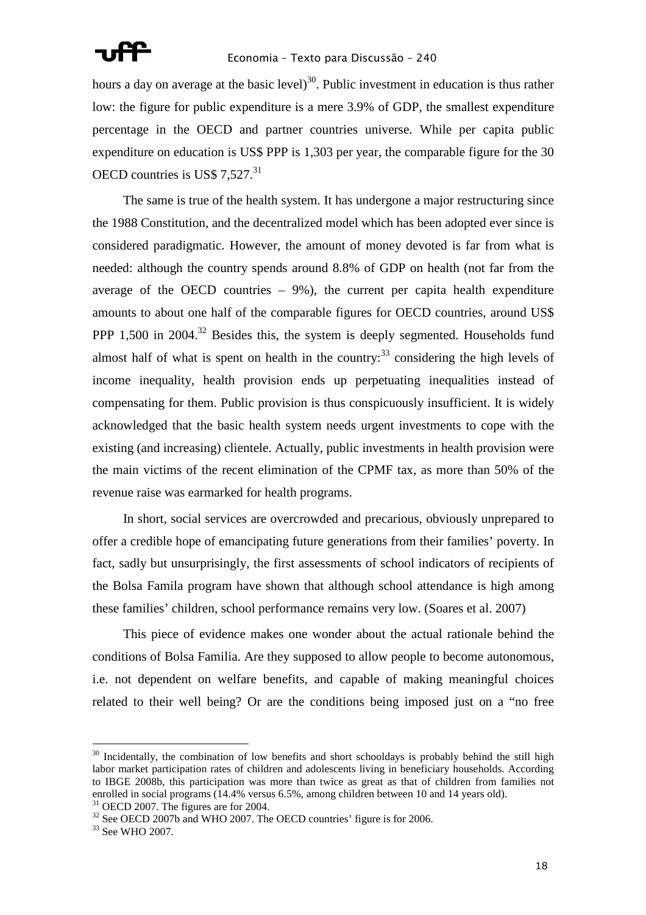hours a day on average at the basic level)[30]. Public investment in education is thus rather low: the figure for public expenditure is a mere 3.9% of GDP, the smallest expenditure percentage in the OECD and partner countries universe. While per capita public expenditure on education is US$ PPP is 1,303 per year, the comparable figure for the 30 OECD countries is US$ 7,527.[31]

The same is true of the health system. It has undergone a major restructuring since the 1988 Constitution, and the decentralized model which has been adopted ever since is considered paradigmatic. However, the amount of money devoted is far from what is needed: although the country spends around 8.8% of GDP on health (not far from the average of the OECD countries – 9%), the current per capita health expenditure amounts to about one half of the comparable figures for OECD countries, around US$ PPP 1,500 in 2004.[32] Besides this, the system is deeply segmented. Households fund almost half of what is spent on health in the country:[33] considering the high levels of income inequality, health provision ends up perpetuating inequalities instead of compensating for them. Public provision is thus conspicuously insufficient. It is widely acknowledged that the basic health system needs urgent investments to cope with the existing (and increasing) clientele. Actually, public investments in health provision were the main victims of the recent elimination of the CPMF tax, as more than 50% of the revenue raise was earmarked for health programs.

In short, social services are overcrowded and precarious, obviously unprepared to offer a credible hope of emancipating future generations from their families' poverty. In fact, sadly but unsurprisingly, the first assessments of school indicators of recipients of the Bolsa Famila program have shown that although school attendance is high among these families' children, school performance remains very low. (Soares et al. 2007)

This piece of evidence makes one wonder about the actual rationale behind the conditions of Bolsa Familia. Are they supposed to allow people to become autonomous, i.e. not dependent on welfare benefits, and capable of making meaningful choices related to their well being? Or are the conditions being imposed just on a "no free

---

[30] Incidentally, the combination of low benefits and short schooldays is probably behind the still high labor market participation rates of children and adolescents living in beneficiary households. According to IBGE 2008b, this participation was more than twice as great as that of children from families not enrolled in social programs (14.4% versus 6.5%, among children between 10 and 14 years old).

[31] OECD 2007. The figures are for 2004.

[32] See OECD 2007b and WHO 2007. The OECD countries' figure is for 2006.

[33] See WHO 2007.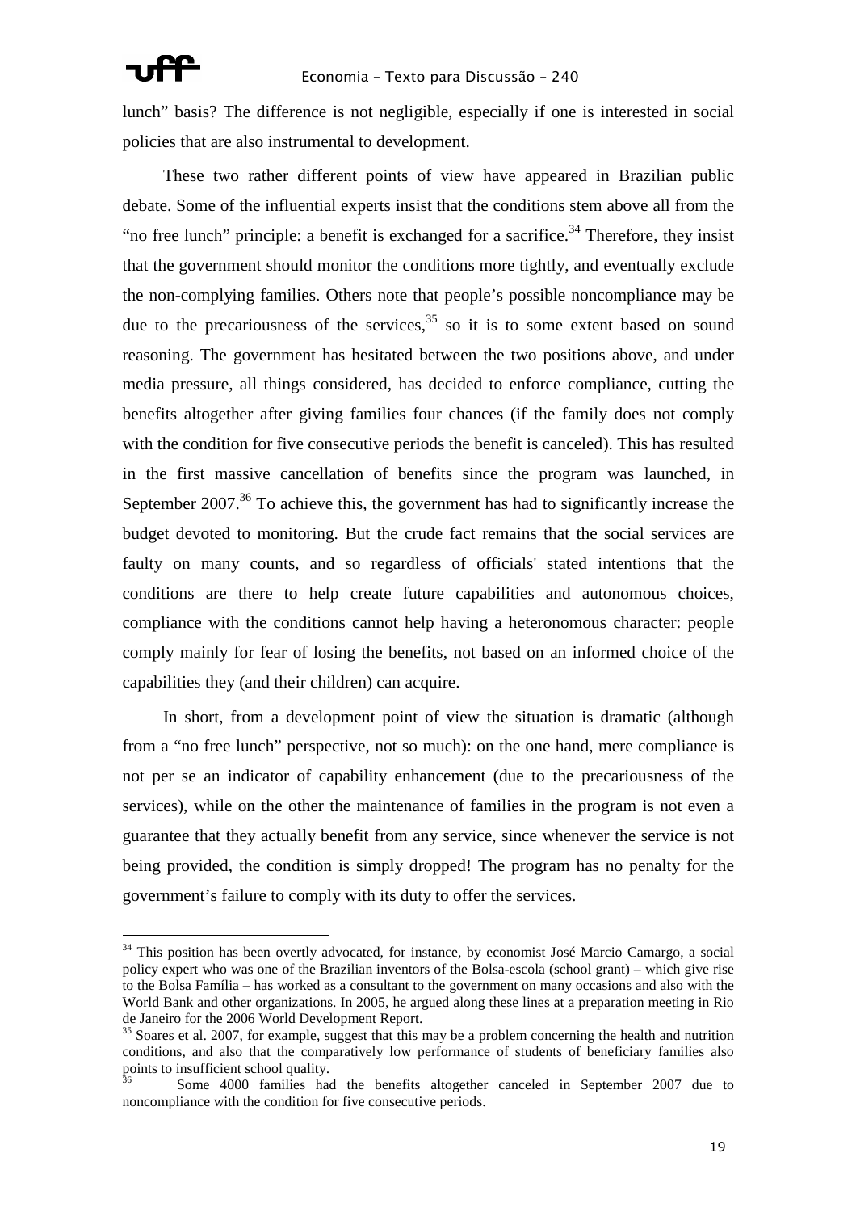lunch" basis? The difference is not negligible, especially if one is interested in social policies that are also instrumental to development.

These two rather different points of view have appeared in Brazilian public debate. Some of the influential experts insist that the conditions stem above all from the "no free lunch" principle: a benefit is exchanged for a sacrifice.[34] Therefore, they insist that the government should monitor the conditions more tightly, and eventually exclude the non-complying families. Others note that people's possible noncompliance may be due to the precariousness of the services,[35] so it is to some extent based on sound reasoning. The government has hesitated between the two positions above, and under media pressure, all things considered, has decided to enforce compliance, cutting the benefits altogether after giving families four chances (if the family does not comply with the condition for five consecutive periods the benefit is canceled). This has resulted in the first massive cancellation of benefits since the program was launched, in September 2007.[36] To achieve this, the government has had to significantly increase the budget devoted to monitoring. But the crude fact remains that the social services are faulty on many counts, and so regardless of officials' stated intentions that the conditions are there to help create future capabilities and autonomous choices, compliance with the conditions cannot help having a heteronomous character: people comply mainly for fear of losing the benefits, not based on an informed choice of the capabilities they (and their children) can acquire.

In short, from a development point of view the situation is dramatic (although from a "no free lunch" perspective, not so much): on the one hand, mere compliance is not per se an indicator of capability enhancement (due to the precariousness of the services), while on the other the maintenance of families in the program is not even a guarantee that they actually benefit from any service, since whenever the service is not being provided, the condition is simply dropped! The program has no penalty for the government's failure to comply with its duty to offer the services.

---

[34] This position has been overtly advocated, for instance, by economist José Marcio Camargo, a social policy expert who was one of the Brazilian inventors of the Bolsa-escola (school grant) – which give rise to the Bolsa Família – has worked as a consultant to the government on many occasions and also with the World Bank and other organizations. In 2005, he argued along these lines at a preparation meeting in Rio de Janeiro for the 2006 World Development Report.

[35] Soares et al. 2007, for example, suggest that this may be a problem concerning the health and nutrition conditions, and also that the comparatively low performance of students of beneficiary families also points to insufficient school quality.

[36] Some 4000 families had the benefits altogether canceled in September 2007 due to noncompliance with the condition for five consecutive periods.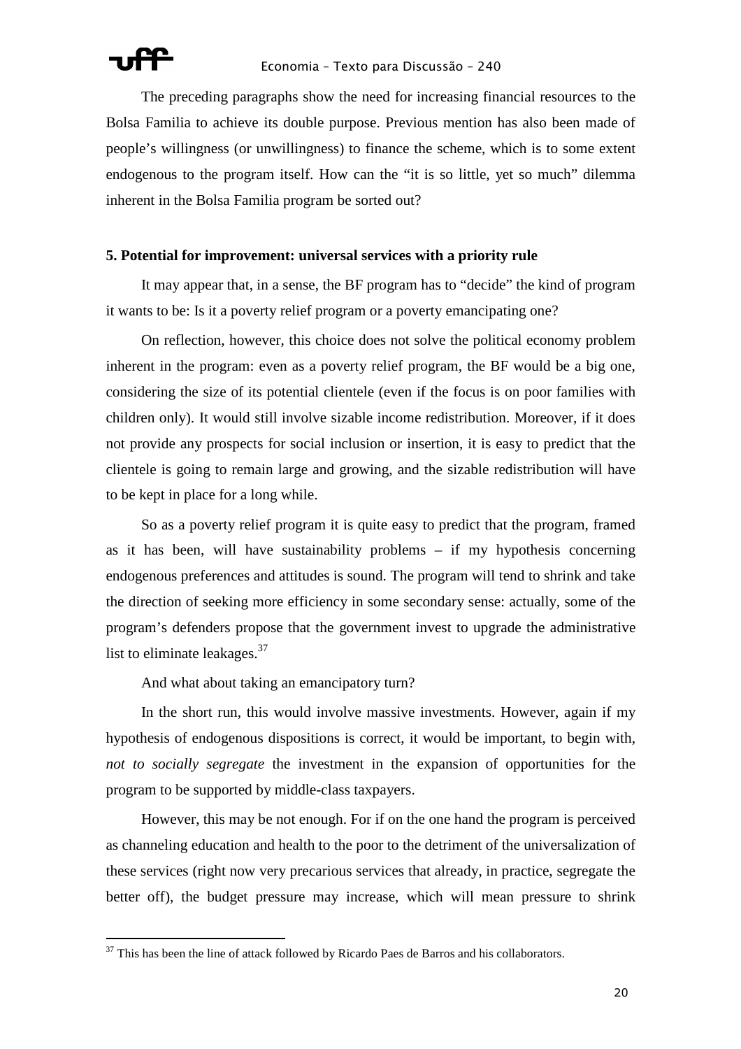The preceding paragraphs show the need for increasing financial resources to the Bolsa Familia to achieve its double purpose. Previous mention has also been made of people's willingness (or unwillingness) to finance the scheme, which is to some extent endogenous to the program itself. How can the "it is so little, yet so much" dilemma inherent in the Bolsa Familia program be sorted out?

## 5. Potential for improvement: universal services with a priority rule

It may appear that, in a sense, the BF program has to "decide" the kind of program it wants to be: Is it a poverty relief program or a poverty emancipating one?

On reflection, however, this choice does not solve the political economy problem inherent in the program: even as a poverty relief program, the BF would be a big one, considering the size of its potential clientele (even if the focus is on poor families with children only). It would still involve sizable income redistribution. Moreover, if it does not provide any prospects for social inclusion or insertion, it is easy to predict that the clientele is going to remain large and growing, and the sizable redistribution will have to be kept in place for a long while.

So as a poverty relief program it is quite easy to predict that the program, framed as it has been, will have sustainability problems – if my hypothesis concerning endogenous preferences and attitudes is sound. The program will tend to shrink and take the direction of seeking more efficiency in some secondary sense: actually, some of the program's defenders propose that the government invest to upgrade the administrative list to eliminate leakages.[37]

And what about taking an emancipatory turn?

In the short run, this would involve massive investments. However, again if my hypothesis of endogenous dispositions is correct, it would be important, to begin with, *not to socially segregate* the investment in the expansion of opportunities for the program to be supported by middle-class taxpayers.

However, this may be not enough. For if on the one hand the program is perceived as channeling education and health to the poor to the detriment of the universalization of these services (right now very precarious services that already, in practice, segregate the better off), the budget pressure may increase, which will mean pressure to shrink

[37] This has been the line of attack followed by Ricardo Paes de Barros and his collaborators.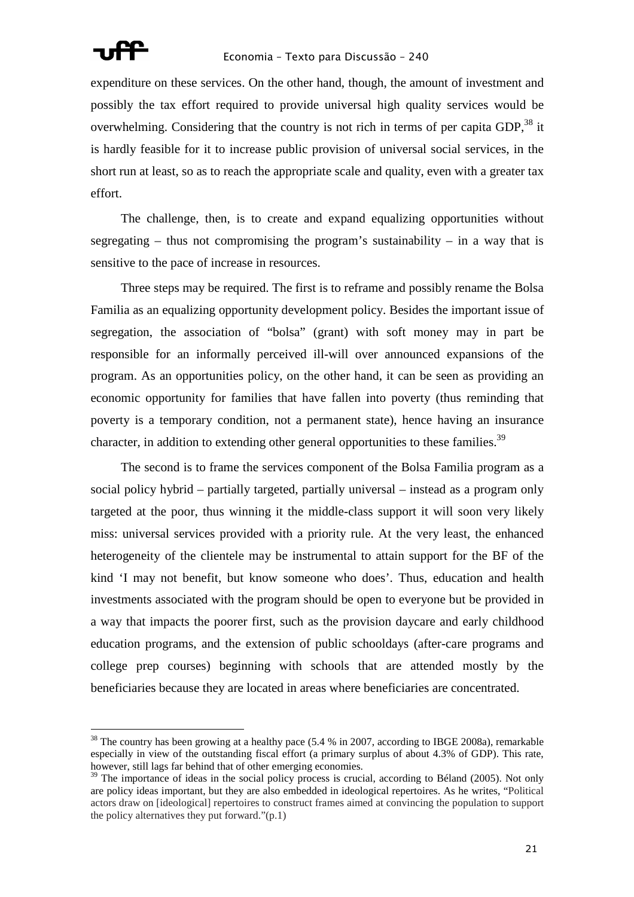expenditure on these services. On the other hand, though, the amount of investment and possibly the tax effort required to provide universal high quality services would be overwhelming. Considering that the country is not rich in terms of per capita GDP,[38] it is hardly feasible for it to increase public provision of universal social services, in the short run at least, so as to reach the appropriate scale and quality, even with a greater tax effort.

The challenge, then, is to create and expand equalizing opportunities without segregating – thus not compromising the program's sustainability – in a way that is sensitive to the pace of increase in resources.

Three steps may be required. The first is to reframe and possibly rename the Bolsa Familia as an equalizing opportunity development policy. Besides the important issue of segregation, the association of "bolsa" (grant) with soft money may in part be responsible for an informally perceived ill-will over announced expansions of the program. As an opportunities policy, on the other hand, it can be seen as providing an economic opportunity for families that have fallen into poverty (thus reminding that poverty is a temporary condition, not a permanent state), hence having an insurance character, in addition to extending other general opportunities to these families.[39]

The second is to frame the services component of the Bolsa Familia program as a social policy hybrid – partially targeted, partially universal – instead as a program only targeted at the poor, thus winning it the middle-class support it will soon very likely miss: universal services provided with a priority rule. At the very least, the enhanced heterogeneity of the clientele may be instrumental to attain support for the BF of the kind 'I may not benefit, but know someone who does'. Thus, education and health investments associated with the program should be open to everyone but be provided in a way that impacts the poorer first, such as the provision daycare and early childhood education programs, and the extension of public schooldays (after-care programs and college prep courses) beginning with schools that are attended mostly by the beneficiaries because they are located in areas where beneficiaries are concentrated.

---

[38] The country has been growing at a healthy pace (5.4 % in 2007, according to IBGE 2008a), remarkable especially in view of the outstanding fiscal effort (a primary surplus of about 4.3% of GDP). This rate, however, still lags far behind that of other emerging economies.

[39] The importance of ideas in the social policy process is crucial, according to Béland (2005). Not only are policy ideas important, but they are also embedded in ideological repertoires. As he writes, "Political actors draw on [ideological] repertoires to construct frames aimed at convincing the population to support the policy alternatives they put forward."(p.1)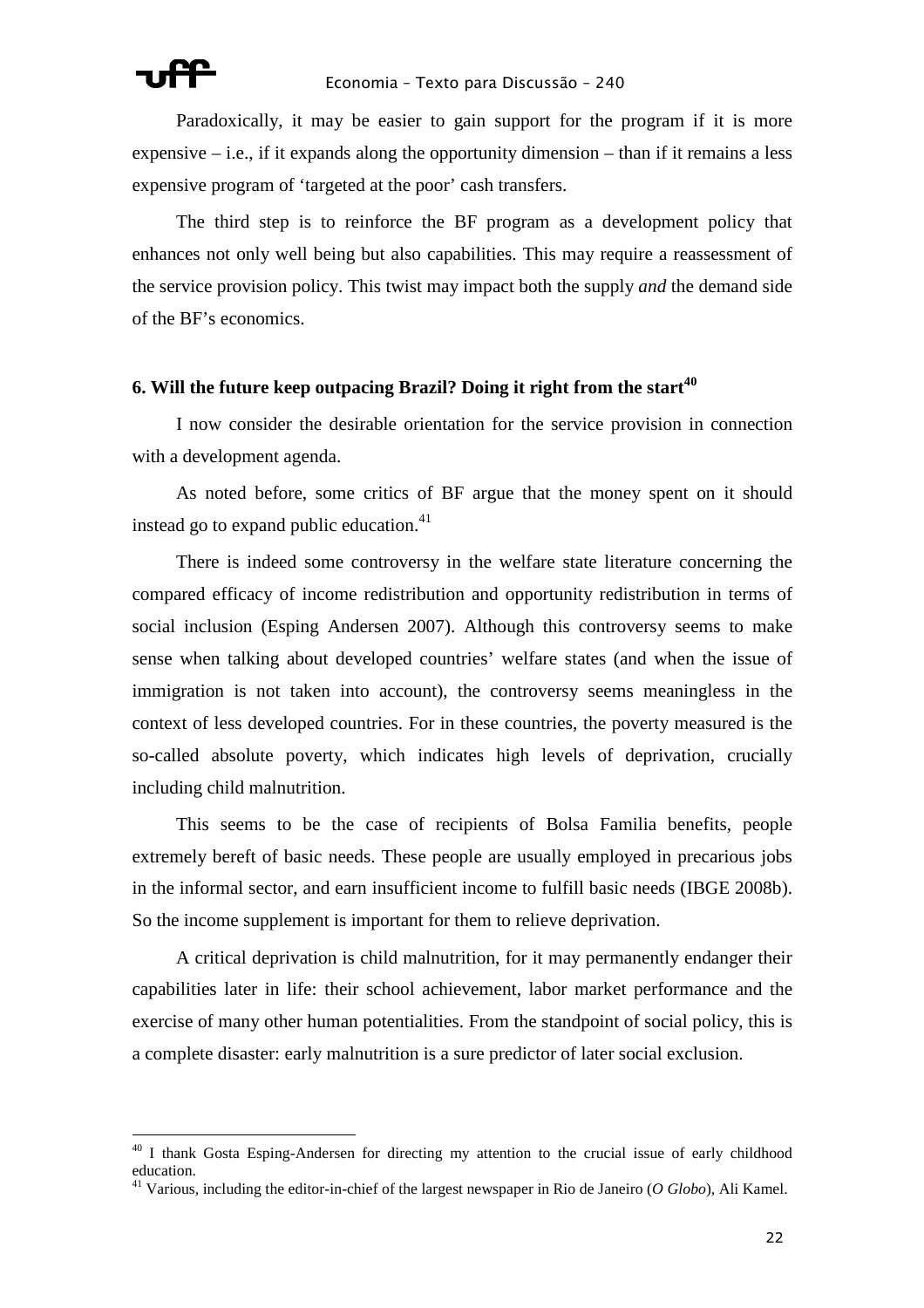Paradoxically, it may be easier to gain support for the program if it is more expensive – i.e., if it expands along the opportunity dimension – than if it remains a less expensive program of 'targeted at the poor' cash transfers.

The third step is to reinforce the BF program as a development policy that enhances not only well being but also capabilities. This may require a reassessment of the service provision policy. This twist may impact both the supply *and* the demand side of the BF's economics.

## 6. Will the future keep outpacing Brazil? Doing it right from the start[40]

I now consider the desirable orientation for the service provision in connection with a development agenda.

As noted before, some critics of BF argue that the money spent on it should instead go to expand public education.[41]

There is indeed some controversy in the welfare state literature concerning the compared efficacy of income redistribution and opportunity redistribution in terms of social inclusion (Esping Andersen 2007). Although this controversy seems to make sense when talking about developed countries' welfare states (and when the issue of immigration is not taken into account), the controversy seems meaningless in the context of less developed countries. For in these countries, the poverty measured is the so-called absolute poverty, which indicates high levels of deprivation, crucially including child malnutrition.

This seems to be the case of recipients of Bolsa Familia benefits, people extremely bereft of basic needs. These people are usually employed in precarious jobs in the informal sector, and earn insufficient income to fulfill basic needs (IBGE 2008b). So the income supplement is important for them to relieve deprivation.

A critical deprivation is child malnutrition, for it may permanently endanger their capabilities later in life: their school achievement, labor market performance and the exercise of many other human potentialities. From the standpoint of social policy, this is a complete disaster: early malnutrition is a sure predictor of later social exclusion.

---

[40] I thank Gosta Esping-Andersen for directing my attention to the crucial issue of early childhood education.

[41] Various, including the editor-in-chief of the largest newspaper in Rio de Janeiro (*O Globo*), Ali Kamel.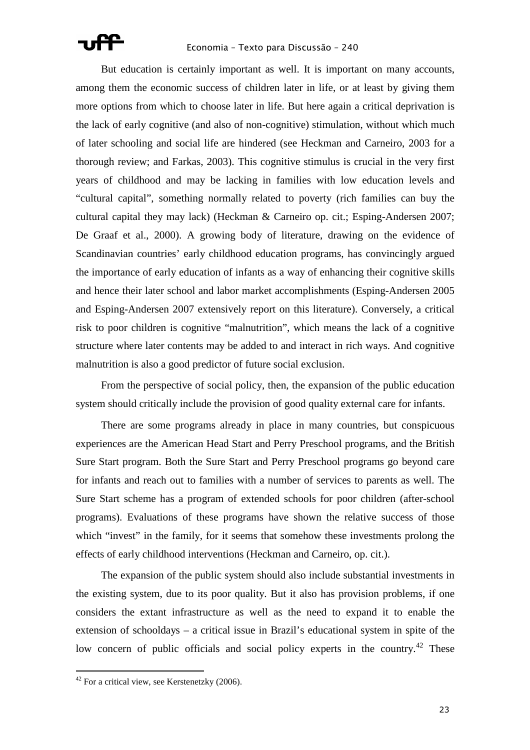But education is certainly important as well. It is important on many accounts, among them the economic success of children later in life, or at least by giving them more options from which to choose later in life. But here again a critical deprivation is the lack of early cognitive (and also of non-cognitive) stimulation, without which much of later schooling and social life are hindered (see Heckman and Carneiro, 2003 for a thorough review; and Farkas, 2003). This cognitive stimulus is crucial in the very first years of childhood and may be lacking in families with low education levels and "cultural capital", something normally related to poverty (rich families can buy the cultural capital they may lack) (Heckman & Carneiro op. cit.; Esping-Andersen 2007; De Graaf et al., 2000). A growing body of literature, drawing on the evidence of Scandinavian countries' early childhood education programs, has convincingly argued the importance of early education of infants as a way of enhancing their cognitive skills and hence their later school and labor market accomplishments (Esping-Andersen 2005 and Esping-Andersen 2007 extensively report on this literature). Conversely, a critical risk to poor children is cognitive "malnutrition", which means the lack of a cognitive structure where later contents may be added to and interact in rich ways. And cognitive malnutrition is also a good predictor of future social exclusion.

From the perspective of social policy, then, the expansion of the public education system should critically include the provision of good quality external care for infants.

There are some programs already in place in many countries, but conspicuous experiences are the American Head Start and Perry Preschool programs, and the British Sure Start program. Both the Sure Start and Perry Preschool programs go beyond care for infants and reach out to families with a number of services to parents as well. The Sure Start scheme has a program of extended schools for poor children (after-school programs). Evaluations of these programs have shown the relative success of those which "invest" in the family, for it seems that somehow these investments prolong the effects of early childhood interventions (Heckman and Carneiro, op. cit.).

The expansion of the public system should also include substantial investments in the existing system, due to its poor quality. But it also has provision problems, if one considers the extant infrastructure as well as the need to expand it to enable the extension of schooldays – a critical issue in Brazil's educational system in spite of the low concern of public officials and social policy experts in the country.[42] These

[42] For a critical view, see Kerstenetzky (2006).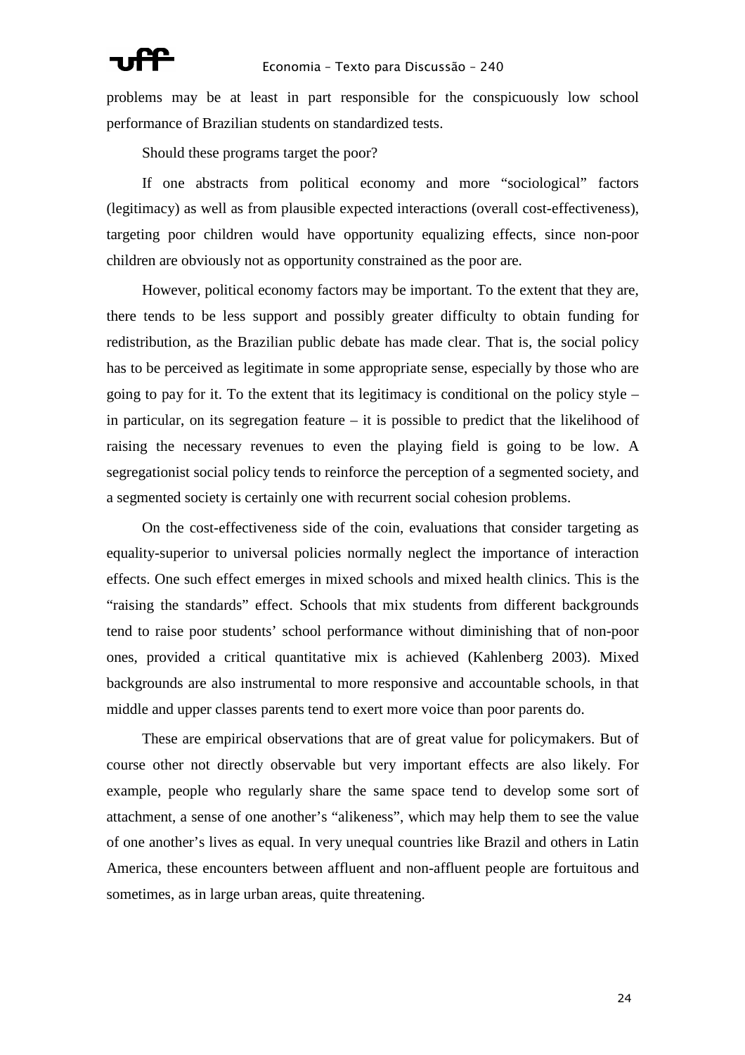problems may be at least in part responsible for the conspicuously low school performance of Brazilian students on standardized tests.

Should these programs target the poor?

If one abstracts from political economy and more "sociological" factors (legitimacy) as well as from plausible expected interactions (overall cost-effectiveness), targeting poor children would have opportunity equalizing effects, since non-poor children are obviously not as opportunity constrained as the poor are.

However, political economy factors may be important. To the extent that they are, there tends to be less support and possibly greater difficulty to obtain funding for redistribution, as the Brazilian public debate has made clear. That is, the social policy has to be perceived as legitimate in some appropriate sense, especially by those who are going to pay for it. To the extent that its legitimacy is conditional on the policy style – in particular, on its segregation feature – it is possible to predict that the likelihood of raising the necessary revenues to even the playing field is going to be low. A segregationist social policy tends to reinforce the perception of a segmented society, and a segmented society is certainly one with recurrent social cohesion problems.

On the cost-effectiveness side of the coin, evaluations that consider targeting as equality-superior to universal policies normally neglect the importance of interaction effects. One such effect emerges in mixed schools and mixed health clinics. This is the "raising the standards" effect. Schools that mix students from different backgrounds tend to raise poor students' school performance without diminishing that of non-poor ones, provided a critical quantitative mix is achieved (Kahlenberg 2003). Mixed backgrounds are also instrumental to more responsive and accountable schools, in that middle and upper classes parents tend to exert more voice than poor parents do.

These are empirical observations that are of great value for policymakers. But of course other not directly observable but very important effects are also likely. For example, people who regularly share the same space tend to develop some sort of attachment, a sense of one another's "alikeness", which may help them to see the value of one another's lives as equal. In very unequal countries like Brazil and others in Latin America, these encounters between affluent and non-affluent people are fortuitous and sometimes, as in large urban areas, quite threatening.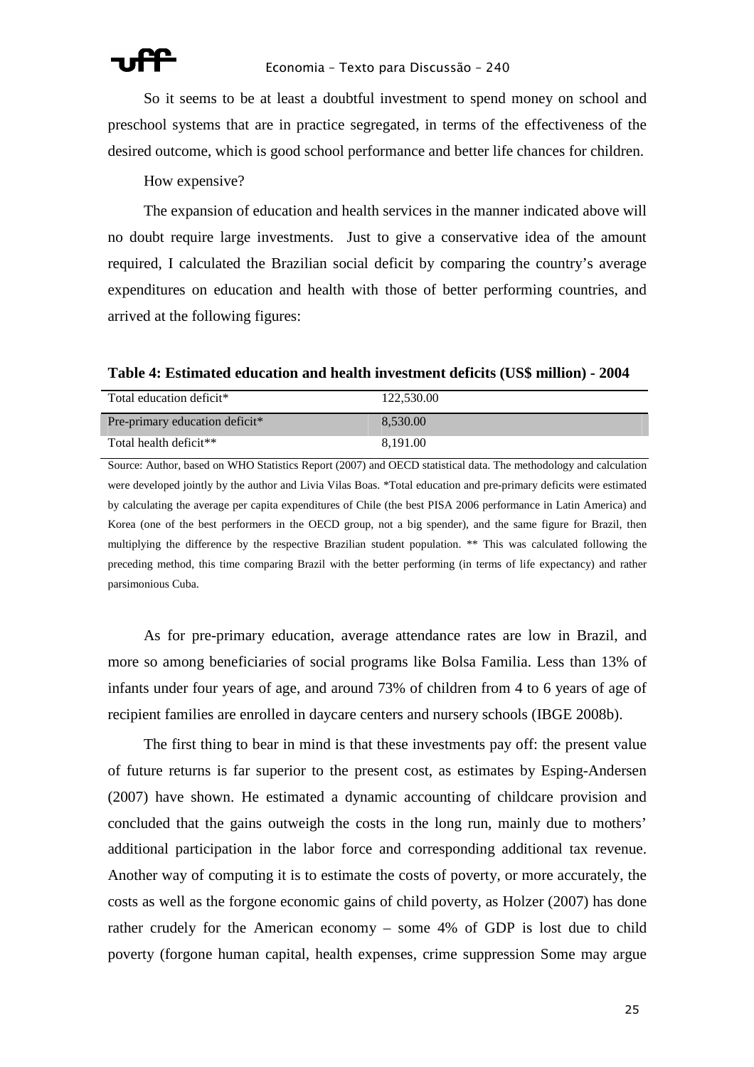So it seems to be at least a doubtful investment to spend money on school and preschool systems that are in practice segregated, in terms of the effectiveness of the desired outcome, which is good school performance and better life chances for children.

How expensive?

The expansion of education and health services in the manner indicated above will no doubt require large investments. Just to give a conservative idea of the amount required, I calculated the Brazilian social deficit by comparing the country's average expenditures on education and health with those of better performing countries, and arrived at the following figures:

**Table 4: Estimated education and health investment deficits (US$ million) - 2004**

| | |
|---|---|
| Total education deficit* | 122,530.00 |
| Pre-primary education deficit* | 8,530.00 |
| Total health deficit** | 8,191.00 |

Source: Author, based on WHO Statistics Report (2007) and OECD statistical data. The methodology and calculation were developed jointly by the author and Livia Vilas Boas. *Total education and pre-primary deficits were estimated by calculating the average per capita expenditures of Chile (the best PISA 2006 performance in Latin America) and Korea (one of the best performers in the OECD group, not a big spender), and the same figure for Brazil, then multiplying the difference by the respective Brazilian student population. ** This was calculated following the preceding method, this time comparing Brazil with the better performing (in terms of life expectancy) and rather parsimonious Cuba.

As for pre-primary education, average attendance rates are low in Brazil, and more so among beneficiaries of social programs like Bolsa Familia. Less than 13% of infants under four years of age, and around 73% of children from 4 to 6 years of age of recipient families are enrolled in daycare centers and nursery schools (IBGE 2008b).

The first thing to bear in mind is that these investments pay off: the present value of future returns is far superior to the present cost, as estimates by Esping-Andersen (2007) have shown. He estimated a dynamic accounting of childcare provision and concluded that the gains outweigh the costs in the long run, mainly due to mothers' additional participation in the labor force and corresponding additional tax revenue. Another way of computing it is to estimate the costs of poverty, or more accurately, the costs as well as the forgone economic gains of child poverty, as Holzer (2007) has done rather crudely for the American economy – some 4% of GDP is lost due to child poverty (forgone human capital, health expenses, crime suppression Some may argue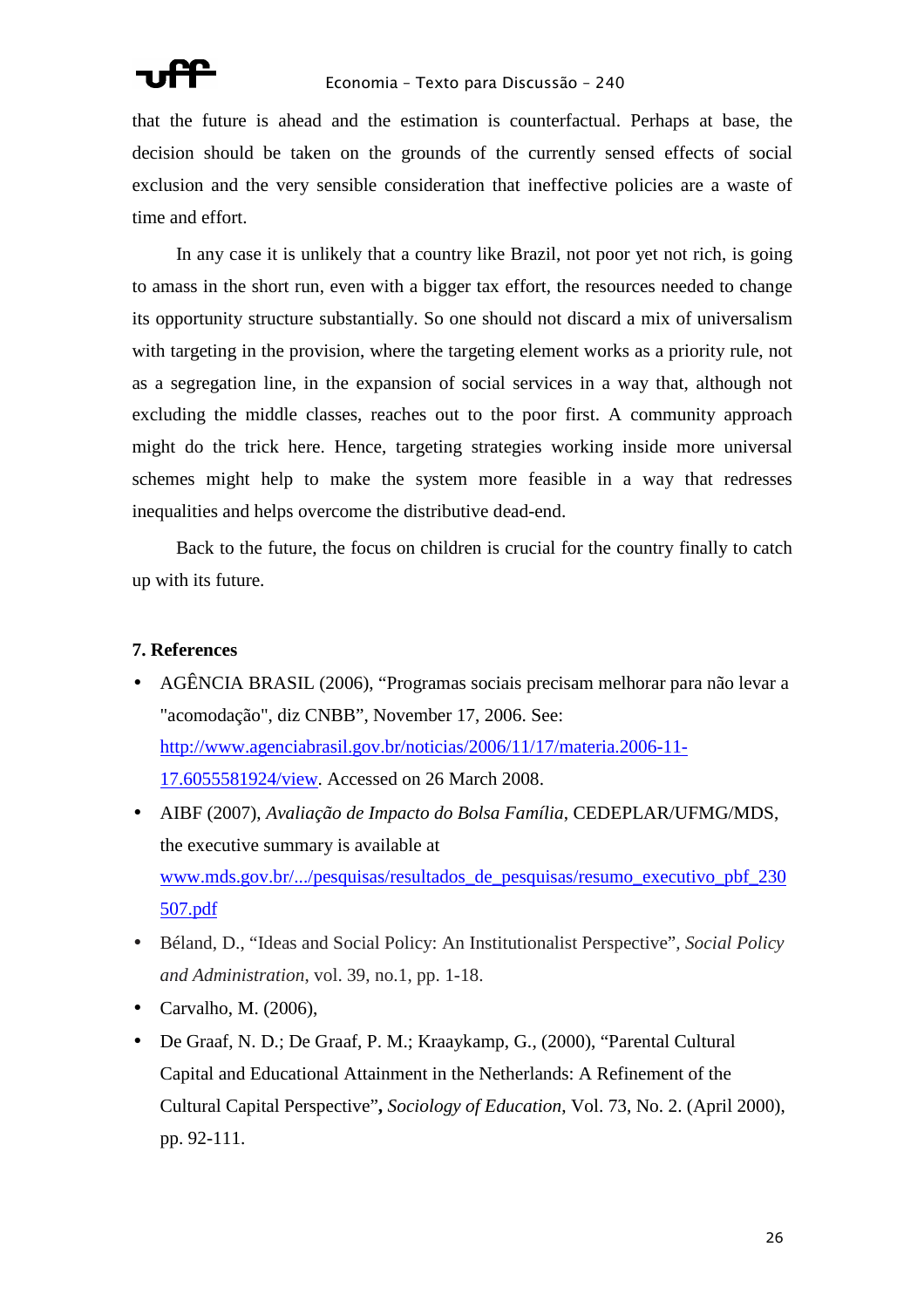that the future is ahead and the estimation is counterfactual. Perhaps at base, the decision should be taken on the grounds of the currently sensed effects of social exclusion and the very sensible consideration that ineffective policies are a waste of time and effort.

In any case it is unlikely that a country like Brazil, not poor yet not rich, is going to amass in the short run, even with a bigger tax effort, the resources needed to change its opportunity structure substantially. So one should not discard a mix of universalism with targeting in the provision, where the targeting element works as a priority rule, not as a segregation line, in the expansion of social services in a way that, although not excluding the middle classes, reaches out to the poor first. A community approach might do the trick here. Hence, targeting strategies working inside more universal schemes might help to make the system more feasible in a way that redresses inequalities and helps overcome the distributive dead-end.

Back to the future, the focus on children is crucial for the country finally to catch up with its future.

## 7. References

- AGÊNCIA BRASIL (2006), “Programas sociais precisam melhorar para não levar a "acomodação", diz CNBB”, November 17, 2006. See: [http://www.agenciabrasil.gov.br/noticias/2006/11/17/materia.2006-11-17.6055581924/view](http://www.agenciabrasil.gov.br/noticias/2006/11/17/materia.2006-11-17.6055581924/view). Accessed on 26 March 2008.
- AIBF (2007), *Avaliação de Impacto do Bolsa Família*, CEDEPLAR/UFMG/MDS, the executive summary is available at www.mds.gov.br/.../pesquisas/resultados_de_pesquisas/resumo_executivo_pbf_230507.pdf
- Béland, D., “Ideas and Social Policy: An Institutionalist Perspective”, *Social Policy and Administration*, vol. 39, no.1, pp. 1-18.
- Carvalho, M. (2006),
- De Graaf, N. D.; De Graaf, P. M.; Kraaykamp, G., (2000), “Parental Cultural Capital and Educational Attainment in the Netherlands: A Refinement of the Cultural Capital Perspective”**,** *Sociology of Education*, Vol. 73, No. 2. (April 2000), pp. 92-111.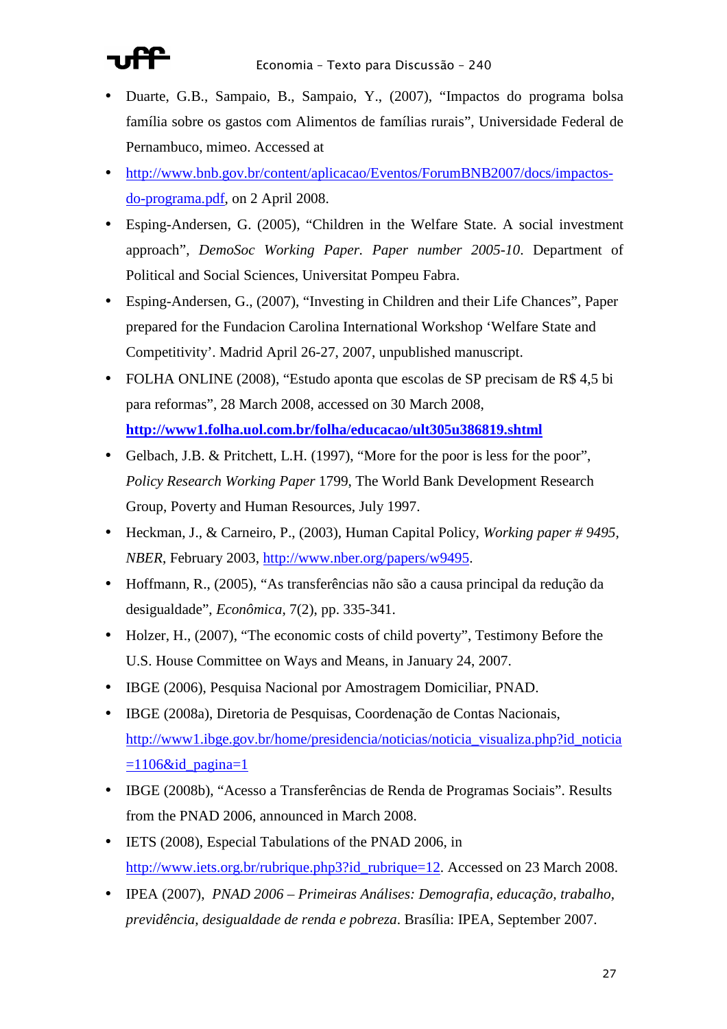- Duarte, G.B., Sampaio, B., Sampaio, Y., (2007), "Impactos do programa bolsa família sobre os gastos com Alimentos de famílias rurais", Universidade Federal de Pernambuco, mimeo. Accessed at
- http://www.bnb.gov.br/content/aplicacao/Eventos/ForumBNB2007/docs/impactos-do-programa.pdf, on 2 April 2008.
- Esping-Andersen, G. (2005), "Children in the Welfare State. A social investment approach", *DemoSoc Working Paper. Paper number 2005-10*. Department of Political and Social Sciences, Universitat Pompeu Fabra.
- Esping-Andersen, G., (2007), "Investing in Children and their Life Chances", Paper prepared for the Fundacion Carolina International Workshop 'Welfare State and Competitivity'. Madrid April 26-27, 2007, unpublished manuscript.
- FOLHA ONLINE (2008), "Estudo aponta que escolas de SP precisam de R$ 4,5 bi para reformas", 28 March 2008, accessed on 30 March 2008, **http://www1.folha.uol.com.br/folha/educacao/ult305u386819.shtml**
- Gelbach, J.B. & Pritchett, L.H. (1997), "More for the poor is less for the poor", *Policy Research Working Paper* 1799, The World Bank Development Research Group, Poverty and Human Resources, July 1997.
- Heckman, J., & Carneiro, P., (2003), Human Capital Policy, *Working paper # 9495*, *NBER*, February 2003, http://www.nber.org/papers/w9495.
- Hoffmann, R., (2005), "As transferências não são a causa principal da redução da desigualdade", *Econômica*, 7(2), pp. 335-341.
- Holzer, H., (2007), "The economic costs of child poverty", Testimony Before the U.S. House Committee on Ways and Means, in January 24, 2007.
- IBGE (2006), Pesquisa Nacional por Amostragem Domiciliar, PNAD.
- IBGE (2008a), Diretoria de Pesquisas, Coordenação de Contas Nacionais, http://www1.ibge.gov.br/home/presidencia/noticias/noticia_visualiza.php?id_noticia=1106&id_pagina=1
- IBGE (2008b), "Acesso a Transferências de Renda de Programas Sociais". Results from the PNAD 2006, announced in March 2008.
- IETS (2008), Especial Tabulations of the PNAD 2006, in http://www.iets.org.br/rubrique.php3?id_rubrique=12. Accessed on 23 March 2008.
- IPEA (2007), *PNAD 2006 – Primeiras Análises: Demografia, educação, trabalho, previdência, desigualdade de renda e pobreza*. Brasília: IPEA, September 2007.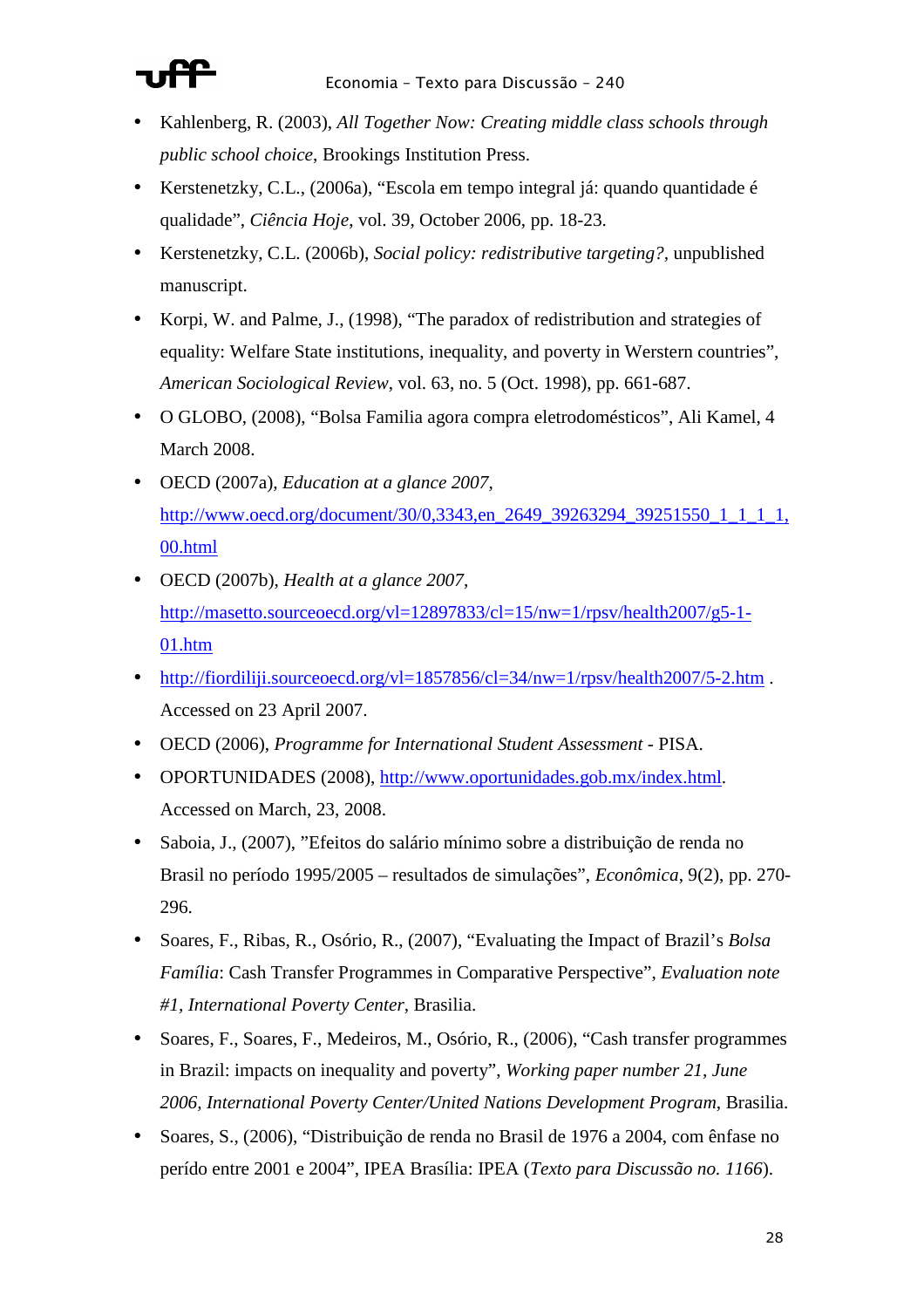- Kahlenberg, R. (2003), *All Together Now: Creating middle class schools through public school choice*, Brookings Institution Press.
- Kerstenetzky, C.L., (2006a), "Escola em tempo integral já: quando quantidade é qualidade", *Ciência Hoje*, vol. 39, October 2006, pp. 18-23.
- Kerstenetzky, C.L. (2006b), *Social policy: redistributive targeting?,* unpublished manuscript.
- Korpi, W. and Palme, J., (1998), "The paradox of redistribution and strategies of equality: Welfare State institutions, inequality, and poverty in Werstern countries", *American Sociological Review*, vol. 63, no. 5 (Oct. 1998), pp. 661-687.
- O GLOBO, (2008), "Bolsa Familia agora compra eletrodomésticos", Ali Kamel, 4 March 2008.
- OECD (2007a), *Education at a glance 2007*, http://www.oecd.org/document/30/0,3343,en_2649_39263294_39251550_1_1_1_1,00.html
- OECD (2007b), *Health at a glance 2007*, http://masetto.sourceoecd.org/vl=12897833/cl=15/nw=1/rpsv/health2007/g5-1-01.htm
- http://fiordiliji.sourceoecd.org/vl=1857856/cl=34/nw=1/rpsv/health2007/5-2.htm . Accessed on 23 April 2007.
- OECD (2006), *Programme for International Student Assessment* - PISA.
- OPORTUNIDADES (2008), http://www.oportunidades.gob.mx/index.html. Accessed on March, 23, 2008.
- Saboia, J., (2007), "Efeitos do salário mínimo sobre a distribuição de renda no Brasil no período 1995/2005 – resultados de simulações", *Econômica*, 9(2), pp. 270-296.
- Soares, F., Ribas, R., Osório, R., (2007), "Evaluating the Impact of Brazil's *Bolsa Família*: Cash Transfer Programmes in Comparative Perspective", *Evaluation note #1, International Poverty Center*, Brasilia.
- Soares, F., Soares, F., Medeiros, M., Osório, R., (2006), "Cash transfer programmes in Brazil: impacts on inequality and poverty", *Working paper number 21, June 2006, International Poverty Center/United Nations Development Program*, Brasilia.
- Soares, S., (2006), "Distribuição de renda no Brasil de 1976 a 2004, com ênfase no perído entre 2001 e 2004", IPEA Brasília: IPEA (*Texto para Discussão no. 1166*).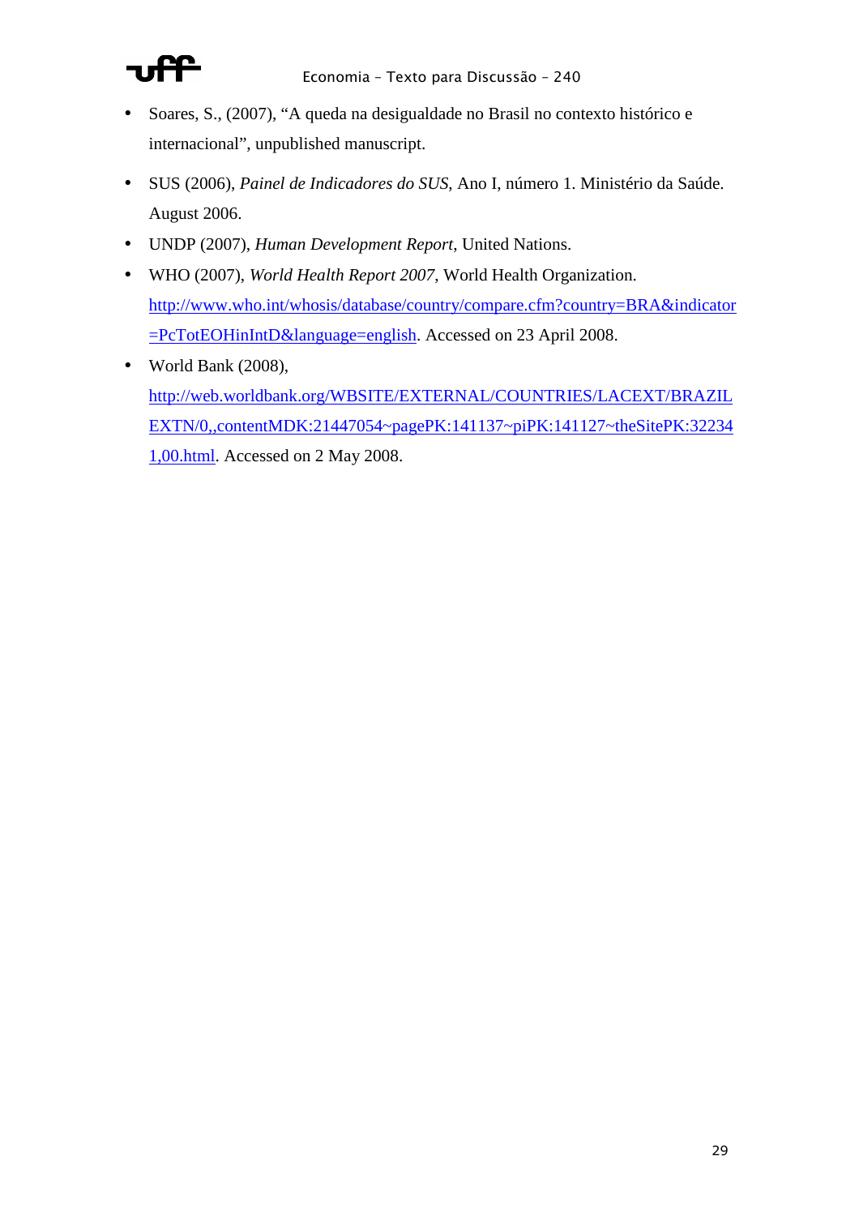- Soares, S., (2007), "A queda na desigualdade no Brasil no contexto histórico e internacional", unpublished manuscript.
- SUS (2006), *Painel de Indicadores do SUS*, Ano I, número 1. Ministério da Saúde. August 2006.
- UNDP (2007), *Human Development Report*, United Nations.
- WHO (2007), *World Health Report 2007*, World Health Organization. http://www.who.int/whosis/database/country/compare.cfm?country=BRA&indicator=PcTotEOHinIntD&language=english. Accessed on 23 April 2008.
- World Bank (2008), http://web.worldbank.org/WBSITE/EXTERNAL/COUNTRIES/LACEXT/BRAZILEXTN/0,,contentMDK:21447054~pagePK:141137~piPK:141127~theSitePK:322341,00.html. Accessed on 2 May 2008.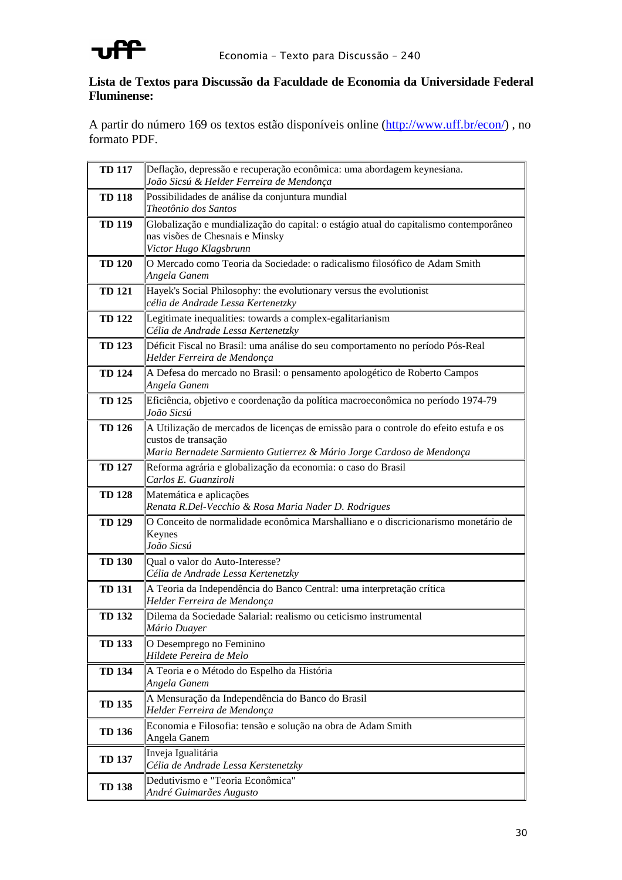**Lista de Textos para Discussão da Faculdade de Economia da Universidade Federal Fluminense:**

A partir do número 169 os textos estão disponíveis online (http://www.uff.br/econ/) , no formato PDF.

| | |
|---|---|
| **TD 117** | Deflação, depressão e recuperação econômica: uma abordagem keynesiana.<br>*João Sicsú & Helder Ferreira de Mendonça* |
| **TD 118** | Possibilidades de análise da conjuntura mundial<br>*Theotônio dos Santos* |
| **TD 119** | Globalização e mundialização do capital: o estágio atual do capitalismo contemporâneo nas visões de Chesnais e Minsky<br>*Victor Hugo Klagsbrunn* |
| **TD 120** | O Mercado como Teoria da Sociedade: o radicalismo filosófico de Adam Smith<br>*Angela Ganem* |
| **TD 121** | Hayek's Social Philosophy: the evolutionary versus the evolutionist<br>*célia de Andrade Lessa Kertenetzky* |
| **TD 122** | Legitimate inequalities: towards a complex-egalitarianism<br>*Célia de Andrade Lessa Kertenetzky* |
| **TD 123** | Déficit Fiscal no Brasil: uma análise do seu comportamento no período Pós-Real<br>*Helder Ferreira de Mendonça* |
| **TD 124** | A Defesa do mercado no Brasil: o pensamento apologético de Roberto Campos<br>*Angela Ganem* |
| **TD 125** | Eficiência, objetivo e coordenação da política macroeconômica no período 1974-79<br>*João Sicsú* |
| **TD 126** | A Utilização de mercados de licenças de emissão para o controle do efeito estufa e os custos de transação<br>*Maria Bernadete Sarmiento Gutierrez & Mário Jorge Cardoso de Mendonça* |
| **TD 127** | Reforma agrária e globalização da economia: o caso do Brasil<br>*Carlos E. Guanziroli* |
| **TD 128** | Matemática e aplicações<br>*Renata R.Del-Vecchio & Rosa Maria Nader D. Rodrigues* |
| **TD 129** | O Conceito de normalidade econômica Marshalliano e o discricionarismo monetário de Keynes<br>*João Sicsú* |
| **TD 130** | Qual o valor do Auto-Interesse?<br>*Célia de Andrade Lessa Kertenetzky* |
| **TD 131** | A Teoria da Independência do Banco Central: uma interpretação crítica<br>*Helder Ferreira de Mendonça* |
| **TD 132** | Dilema da Sociedade Salarial: realismo ou ceticismo instrumental<br>*Mário Duayer* |
| **TD 133** | O Desemprego no Feminino<br>*Hildete Pereira de Melo* |
| **TD 134** | A Teoria e o Método do Espelho da História<br>*Angela Ganem* |
| **TD 135** | A Mensuração da Independência do Banco do Brasil<br>*Helder Ferreira de Mendonça* |
| **TD 136** | Economia e Filosofia: tensão e solução na obra de Adam Smith<br>Angela Ganem |
| **TD 137** | Inveja Igualitária<br>*Célia de Andrade Lessa Kerstenetzky* |
| **TD 138** | Dedutivismo e "Teoria Econômica"<br>*André Guimarães Augusto* |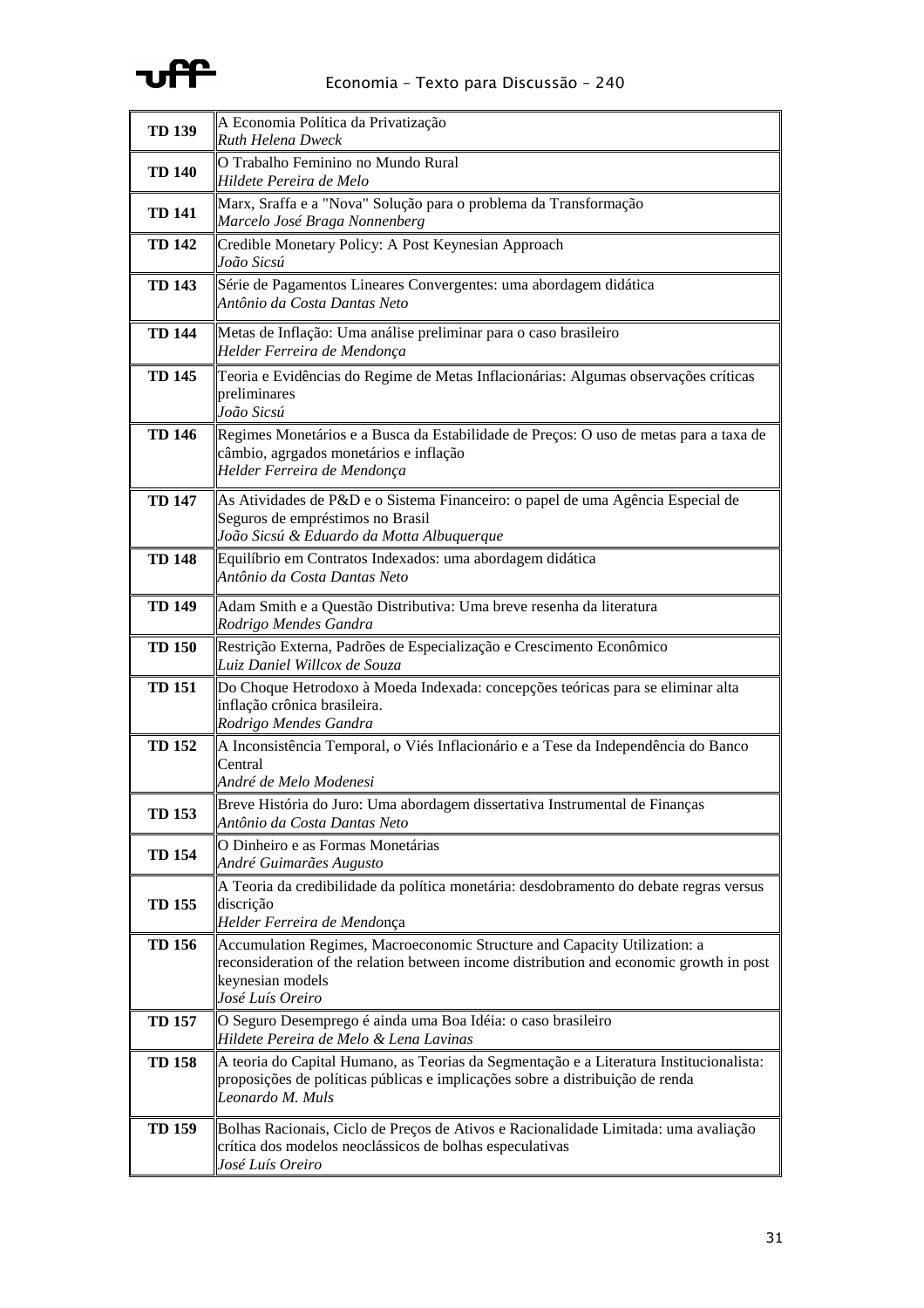| | |
|---|---|
| **TD 139** | A Economia Política da Privatização<br>*Ruth Helena Dweck* |
| **TD 140** | O Trabalho Feminino no Mundo Rural<br>*Hildete Pereira de Melo* |
| **TD 141** | Marx, Sraffa e a "Nova" Solução para o problema da Transformação<br>*Marcelo José Braga Nonnenberg* |
| **TD 142** | Credible Monetary Policy: A Post Keynesian Approach<br>*João Sicsú* |
| **TD 143** | Série de Pagamentos Lineares Convergentes: uma abordagem didática<br>*Antônio da Costa Dantas Neto* |
| **TD 144** | Metas de Inflação: Uma análise preliminar para o caso brasileiro<br>*Helder Ferreira de Mendonça* |
| **TD 145** | Teoria e Evidências do Regime de Metas Inflacionárias: Algumas observações críticas preliminares<br>*João Sicsú* |
| **TD 146** | Regimes Monetários e a Busca da Estabilidade de Preços: O uso de metas para a taxa de câmbio, agrgados monetários e inflação<br>*Helder Ferreira de Mendonça* |
| **TD 147** | As Atividades de P&D e o Sistema Financeiro: o papel de uma Agência Especial de Seguros de empréstimos no Brasil<br>*João Sicsú & Eduardo da Motta Albuquerque* |
| **TD 148** | Equilíbrio em Contratos Indexados: uma abordagem didática<br>*Antônio da Costa Dantas Neto* |
| **TD 149** | Adam Smith e a Questão Distributiva: Uma breve resenha da literatura<br>*Rodrigo Mendes Gandra* |
| **TD 150** | Restrição Externa, Padrões de Especialização e Crescimento Econômico<br>*Luiz Daniel Willcox de Souza* |
| **TD 151** | Do Choque Hetrodoxo à Moeda Indexada: concepções teóricas para se eliminar alta inflação crônica brasileira.<br>*Rodrigo Mendes Gandra* |
| **TD 152** | A Inconsistência Temporal, o Viés Inflacionário e a Tese da Independência do Banco Central<br>*André de Melo Modenesi* |
| **TD 153** | Breve História do Juro: Uma abordagem dissertativa Instrumental de Finanças<br>*Antônio da Costa Dantas Neto* |
| **TD 154** | O Dinheiro e as Formas Monetárias<br>*André Guimarães Augusto* |
| **TD 155** | A Teoria da credibilidade da política monetária: desdobramento do debate regras versus discrição<br>*Helder Ferreira de Mendonça* |
| **TD 156** | Accumulation Regimes, Macroeconomic Structure and Capacity Utilization: a reconsideration of the relation between income distribution and economic growth in post keynesian models<br>*José Luís Oreiro* |
| **TD 157** | O Seguro Desemprego é ainda uma Boa Idéia: o caso brasileiro<br>*Hildete Pereira de Melo & Lena Lavinas* |
| **TD 158** | A teoria do Capital Humano, as Teorias da Segmentação e a Literatura Institucionalista: proposições de políticas públicas e implicações sobre a distribuição de renda<br>*Leonardo M. Muls* |
| **TD 159** | Bolhas Racionais, Ciclo de Preços de Ativos e Racionalidade Limitada: uma avaliação crítica dos modelos neoclássicos de bolhas especulativas<br>*José Luís Oreiro* |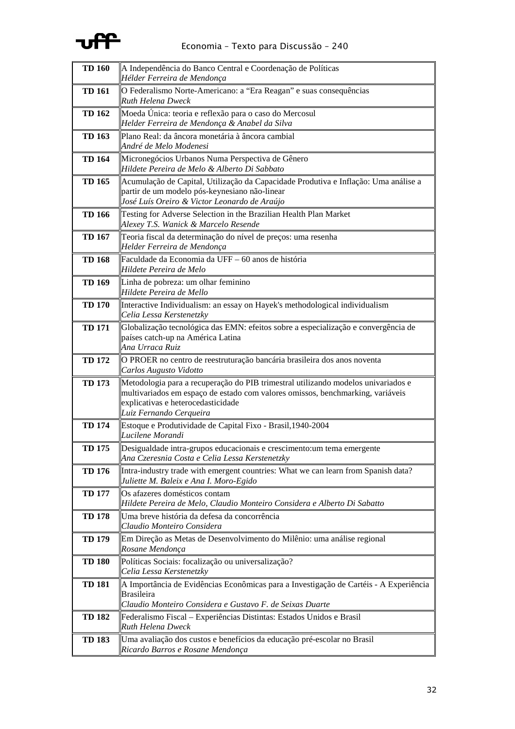| | |
|---|---|
| **TD 160** | A Independência do Banco Central e Coordenação de Políticas<br>*Hélder Ferreira de Mendonça* |
| **TD 161** | O Federalismo Norte-Americano: a "Era Reagan" e suas consequências<br>*Ruth Helena Dweck* |
| **TD 162** | Moeda Única: teoria e reflexão para o caso do Mercosul<br>*Helder Ferreira de Mendonça & Anabel da Silva* |
| **TD 163** | Plano Real: da âncora monetária à âncora cambial<br>*André de Melo Modenesi* |
| **TD 164** | Micronegócios Urbanos Numa Perspectiva de Gênero<br>*Hildete Pereira de Melo & Alberto Di Sabbato* |
| **TD 165** | Acumulação de Capital, Utilização da Capacidade Produtiva e Inflação: Uma análise a partir de um modelo pós-keynesiano não-linear<br>*José Luís Oreiro & Victor Leonardo de Araújo* |
| **TD 166** | Testing for Adverse Selection in the Brazilian Health Plan Market<br>*Alexey T.S. Wanick & Marcelo Resende* |
| **TD 167** | Teoria fiscal da determinação do nível de preços: uma resenha<br>*Helder Ferreira de Mendonça* |
| **TD 168** | Faculdade da Economia da UFF – 60 anos de história<br>*Hildete Pereira de Melo* |
| **TD 169** | Linha de pobreza: um olhar feminino<br>*Hildete Pereira de Mello* |
| **TD 170** | Interactive Individualism: an essay on Hayek's methodological individualism<br>*Celia Lessa Kerstenetzky* |
| **TD 171** | Globalização tecnológica das EMN: efeitos sobre a especialização e convergência de países catch-up na América Latina<br>*Ana Urraca Ruiz* |
| **TD 172** | O PROER no centro de reestruturação bancária brasileira dos anos noventa<br>*Carlos Augusto Vidotto* |
| **TD 173** | Metodologia para a recuperação do PIB trimestral utilizando modelos univariados e multivariados em espaço de estado com valores omissos, benchmarking, variáveis explicativas e heterocedasticidade<br>*Luiz Fernando Cerqueira* |
| **TD 174** | Estoque e Produtividade de Capital Fixo - Brasil,1940-2004<br>*Lucilene Morandi* |
| **TD 175** | Desigualdade intra-grupos educacionais e crescimento:um tema emergente<br>*Ana Czeresnia Costa e Celia Lessa Kerstenetzky* |
| **TD 176** | Intra-industry trade with emergent countries: What we can learn from Spanish data?<br>*Juliette M. Baleix e Ana I. Moro-Egido* |
| **TD 177** | Os afazeres domésticos contam<br>*Hildete Pereira de Melo, Claudio Monteiro Considera e Alberto Di Sabatto* |
| **TD 178** | Uma breve história da defesa da concorrência<br>*Claudio Monteiro Considera* |
| **TD 179** | Em Direção as Metas de Desenvolvimento do Milênio: uma análise regional<br>*Rosane Mendonça* |
| **TD 180** | Políticas Sociais: focalização ou universalização?<br>*Celia Lessa Kerstenetzky* |
| **TD 181** | A Importância de Evidências Econômicas para a Investigação de Cartéis - A Experiência Brasileira<br>*Claudio Monteiro Considera e Gustavo F. de Seixas Duarte* |
| **TD 182** | Federalismo Fiscal – Experiências Distintas: Estados Unidos e Brasil<br>*Ruth Helena Dweck* |
| **TD 183** | Uma avaliação dos custos e benefícios da educação pré-escolar no Brasil<br>*Ricardo Barros e Rosane Mendonça* |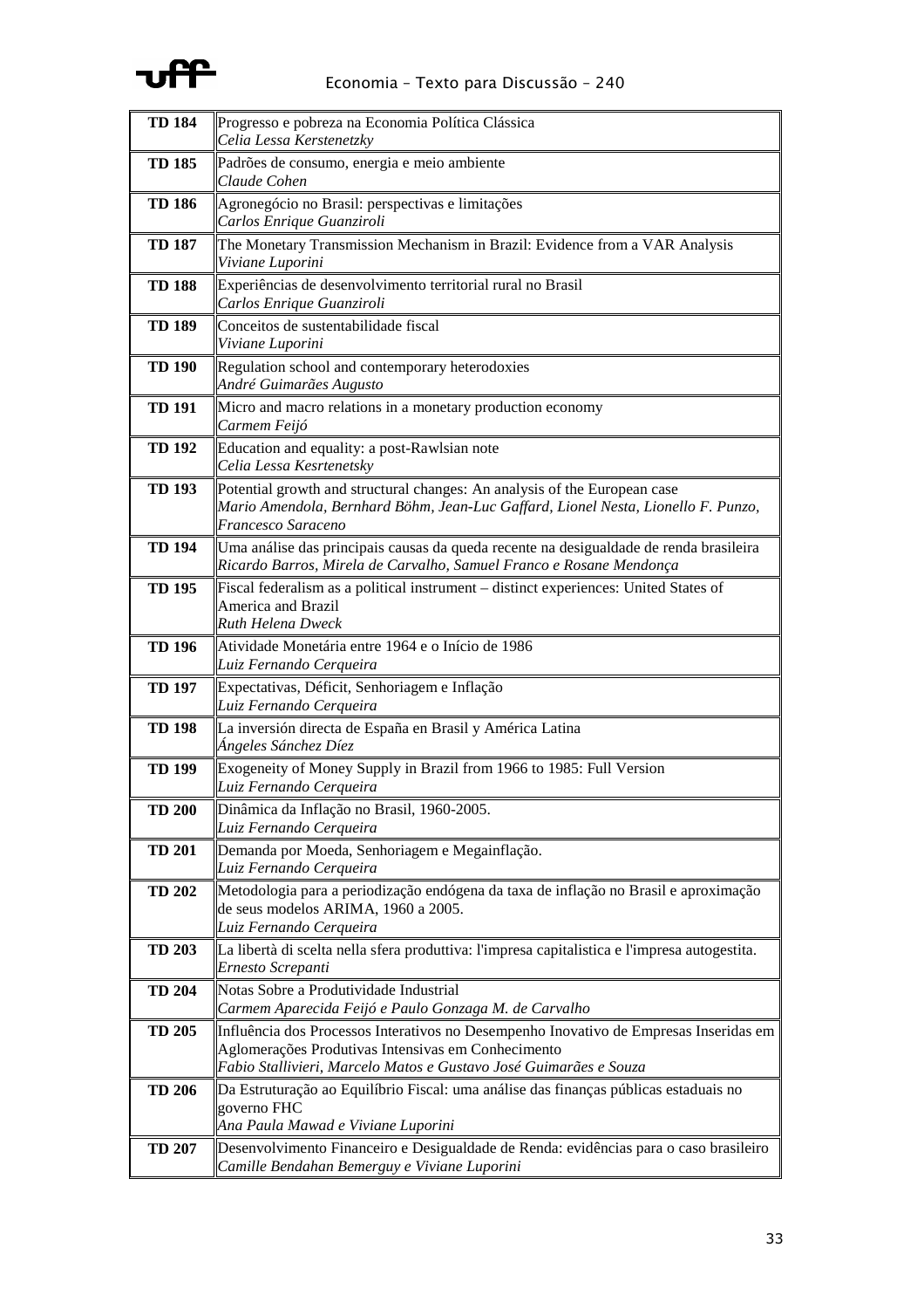| | |
|---|---|
| **TD 184** | Progresso e pobreza na Economia Política Clássica<br>*Celia Lessa Kerstenetzky* |
| **TD 185** | Padrões de consumo, energia e meio ambiente<br>*Claude Cohen* |
| **TD 186** | Agronegócio no Brasil: perspectivas e limitações<br>*Carlos Enrique Guanziroli* |
| **TD 187** | The Monetary Transmission Mechanism in Brazil: Evidence from a VAR Analysis<br>*Viviane Luporini* |
| **TD 188** | Experiências de desenvolvimento territorial rural no Brasil<br>*Carlos Enrique Guanziroli* |
| **TD 189** | Conceitos de sustentabilidade fiscal<br>*Viviane Luporini* |
| **TD 190** | Regulation school and contemporary heterodoxies<br>*André Guimarães Augusto* |
| **TD 191** | Micro and macro relations in a monetary production economy<br>*Carmem Feijó* |
| **TD 192** | Education and equality: a post-Rawlsian note<br>*Celia Lessa Kesrtenetsky* |
| **TD 193** | Potential growth and structural changes: An analysis of the European case<br>*Mario Amendola, Bernhard Böhm, Jean-Luc Gaffard, Lionel Nesta, Lionello F. Punzo, Francesco Saraceno* |
| **TD 194** | Uma análise das principais causas da queda recente na desigualdade de renda brasileira<br>*Ricardo Barros, Mirela de Carvalho, Samuel Franco e Rosane Mendonça* |
| **TD 195** | Fiscal federalism as a political instrument – distinct experiences: United States of America and Brazil<br>*Ruth Helena Dweck* |
| **TD 196** | Atividade Monetária entre 1964 e o Início de 1986<br>*Luiz Fernando Cerqueira* |
| **TD 197** | Expectativas, Déficit, Senhoriagem e Inflação<br>*Luiz Fernando Cerqueira* |
| **TD 198** | La inversión directa de España en Brasil y América Latina<br>*Ángeles Sánchez Díez* |
| **TD 199** | Exogeneity of Money Supply in Brazil from 1966 to 1985: Full Version<br>*Luiz Fernando Cerqueira* |
| **TD 200** | Dinâmica da Inflação no Brasil, 1960-2005.<br>*Luiz Fernando Cerqueira* |
| **TD 201** | Demanda por Moeda, Senhoriagem e Megainflação.<br>*Luiz Fernando Cerqueira* |
| **TD 202** | Metodologia para a periodização endógena da taxa de inflação no Brasil e aproximação de seus modelos ARIMA, 1960 a 2005.<br>*Luiz Fernando Cerqueira* |
| **TD 203** | La libertà di scelta nella sfera produttiva: l'impresa capitalistica e l'impresa autogestita.<br>*Ernesto Screpanti* |
| **TD 204** | Notas Sobre a Produtividade Industrial<br>*Carmem Aparecida Feijó e Paulo Gonzaga M. de Carvalho* |
| **TD 205** | Influência dos Processos Interativos no Desempenho Inovativo de Empresas Inseridas em Aglomerações Produtivas Intensivas em Conhecimento<br>*Fabio Stallivieri, Marcelo Matos e Gustavo José Guimarães e Souza* |
| **TD 206** | Da Estruturação ao Equilíbrio Fiscal: uma análise das finanças públicas estaduais no governo FHC<br>*Ana Paula Mawad e Viviane Luporini* |
| **TD 207** | Desenvolvimento Financeiro e Desigualdade de Renda: evidências para o caso brasileiro<br>*Camille Bendahan Bemerguy e Viviane Luporini* |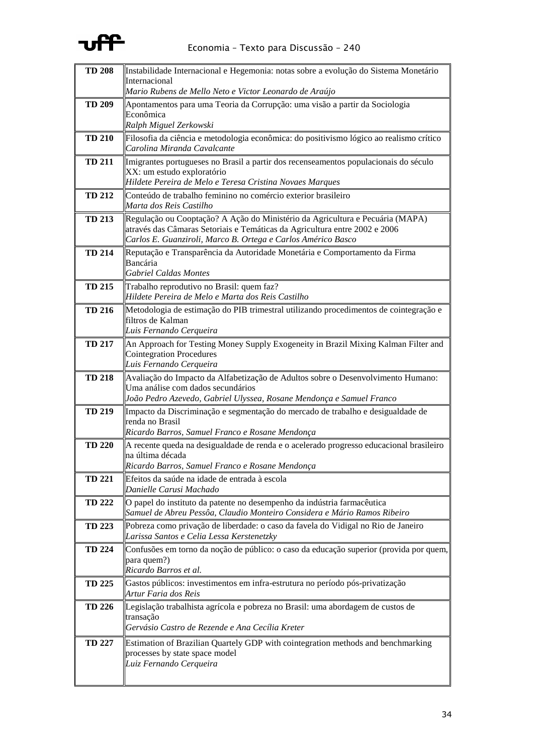| | |
|---|---|
| **TD 208** | Instabilidade Internacional e Hegemonia: notas sobre a evolução do Sistema Monetário Internacional<br>*Mario Rubens de Mello Neto e Victor Leonardo de Araújo* |
| **TD 209** | Apontamentos para uma Teoria da Corrupção: uma visão a partir da Sociologia Econômica<br>*Ralph Miguel Zerkowski* |
| **TD 210** | Filosofia da ciência e metodologia econômica: do positivismo lógico ao realismo crítico<br>*Carolina Miranda Cavalcante* |
| **TD 211** | Imigrantes portugueses no Brasil a partir dos recenseamentos populacionais do século XX: um estudo exploratório<br>*Hildete Pereira de Melo e Teresa Cristina Novaes Marques* |
| **TD 212** | Conteúdo de trabalho feminino no comércio exterior brasileiro<br>*Marta dos Reis Castilho* |
| **TD 213** | Regulação ou Cooptação? A Ação do Ministério da Agricultura e Pecuária (MAPA) através das Câmaras Setoriais e Temáticas da Agricultura entre 2002 e 2006<br>*Carlos E. Guanziroli, Marco B. Ortega e Carlos Américo Basco* |
| **TD 214** | Reputação e Transparência da Autoridade Monetária e Comportamento da Firma Bancária<br>*Gabriel Caldas Montes* |
| **TD 215** | Trabalho reprodutivo no Brasil: quem faz?<br>*Hildete Pereira de Melo e Marta dos Reis Castilho* |
| **TD 216** | Metodologia de estimação do PIB trimestral utilizando procedimentos de cointegração e filtros de Kalman<br>*Luis Fernando Cerqueira* |
| **TD 217** | An Approach for Testing Money Supply Exogeneity in Brazil Mixing Kalman Filter and Cointegration Procedures<br>*Luis Fernando Cerqueira* |
| **TD 218** | Avaliação do Impacto da Alfabetização de Adultos sobre o Desenvolvimento Humano: Uma análise com dados secundários<br>*João Pedro Azevedo, Gabriel Ulyssea, Rosane Mendonça e Samuel Franco* |
| **TD 219** | Impacto da Discriminação e segmentação do mercado de trabalho e desigualdade de renda no Brasil<br>*Ricardo Barros, Samuel Franco e Rosane Mendonça* |
| **TD 220** | A recente queda na desigualdade de renda e o acelerado progresso educacional brasileiro na última década<br>*Ricardo Barros, Samuel Franco e Rosane Mendonça* |
| **TD 221** | Efeitos da saúde na idade de entrada à escola<br>*Danielle Carusi Machado* |
| **TD 222** | O papel do instituto da patente no desempenho da indústria farmacêutica<br>*Samuel de Abreu Pessôa, Claudio Monteiro Considera e Mário Ramos Ribeiro* |
| **TD 223** | Pobreza como privação de liberdade: o caso da favela do Vidigal no Rio de Janeiro<br>*Larissa Santos e Celia Lessa Kerstenetzky* |
| **TD 224** | Confusões em torno da noção de público: o caso da educação superior (provida por quem, para quem?)<br>*Ricardo Barros et al.* |
| **TD 225** | Gastos públicos: investimentos em infra-estrutura no período pós-privatização<br>*Artur Faria dos Reis* |
| **TD 226** | Legislação trabalhista agrícola e pobreza no Brasil: uma abordagem de custos de transação<br>*Gervásio Castro de Rezende e Ana Cecília Kreter* |
| **TD 227** | Estimation of Brazilian Quartely GDP with cointegration methods and benchmarking processes by state space model<br>*Luiz Fernando Cerqueira* |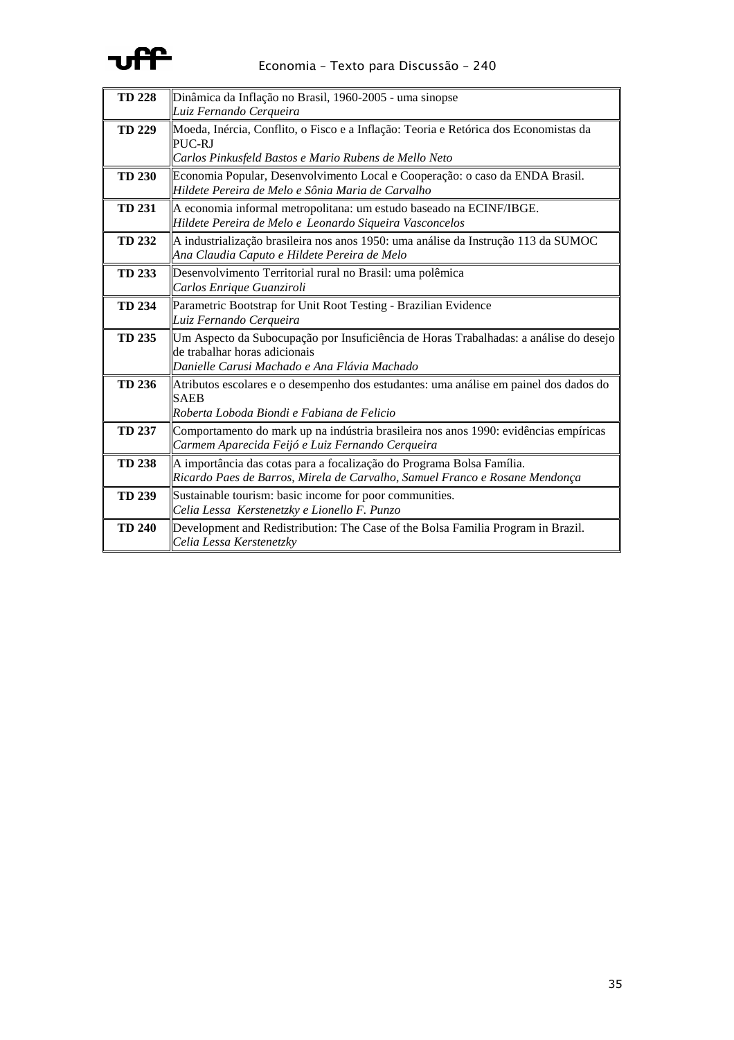| | |
|---|---|
| **TD 228** | Dinâmica da Inflação no Brasil, 1960-2005 - uma sinopse<br>*Luiz Fernando Cerqueira* |
| **TD 229** | Moeda, Inércia, Conflito, o Fisco e a Inflação: Teoria e Retórica dos Economistas da PUC-RJ<br>*Carlos Pinkusfeld Bastos e Mario Rubens de Mello Neto* |
| **TD 230** | Economia Popular, Desenvolvimento Local e Cooperação: o caso da ENDA Brasil.<br>*Hildete Pereira de Melo e Sônia Maria de Carvalho* |
| **TD 231** | A economia informal metropolitana: um estudo baseado na ECINF/IBGE.<br>*Hildete Pereira de Melo e Leonardo Siqueira Vasconcelos* |
| **TD 232** | A industrialização brasileira nos anos 1950: uma análise da Instrução 113 da SUMOC<br>*Ana Claudia Caputo e Hildete Pereira de Melo* |
| **TD 233** | Desenvolvimento Territorial rural no Brasil: uma polêmica<br>*Carlos Enrique Guanziroli* |
| **TD 234** | Parametric Bootstrap for Unit Root Testing - Brazilian Evidence<br>*Luiz Fernando Cerqueira* |
| **TD 235** | Um Aspecto da Subocupação por Insuficiência de Horas Trabalhadas: a análise do desejo de trabalhar horas adicionais<br>*Danielle Carusi Machado e Ana Flávia Machado* |
| **TD 236** | Atributos escolares e o desempenho dos estudantes: uma análise em painel dos dados do SAEB<br>*Roberta Loboda Biondi e Fabiana de Felicio* |
| **TD 237** | Comportamento do mark up na indústria brasileira nos anos 1990: evidências empíricas<br>*Carmem Aparecida Feijó e Luiz Fernando Cerqueira* |
| **TD 238** | A importância das cotas para a focalização do Programa Bolsa Família.<br>*Ricardo Paes de Barros, Mirela de Carvalho, Samuel Franco e Rosane Mendonça* |
| **TD 239** | Sustainable tourism: basic income for poor communities.<br>*Celia Lessa Kerstenetzky e Lionello F. Punzo* |
| **TD 240** | Development and Redistribution: The Case of the Bolsa Familia Program in Brazil.<br>*Celia Lessa Kerstenetzky* |